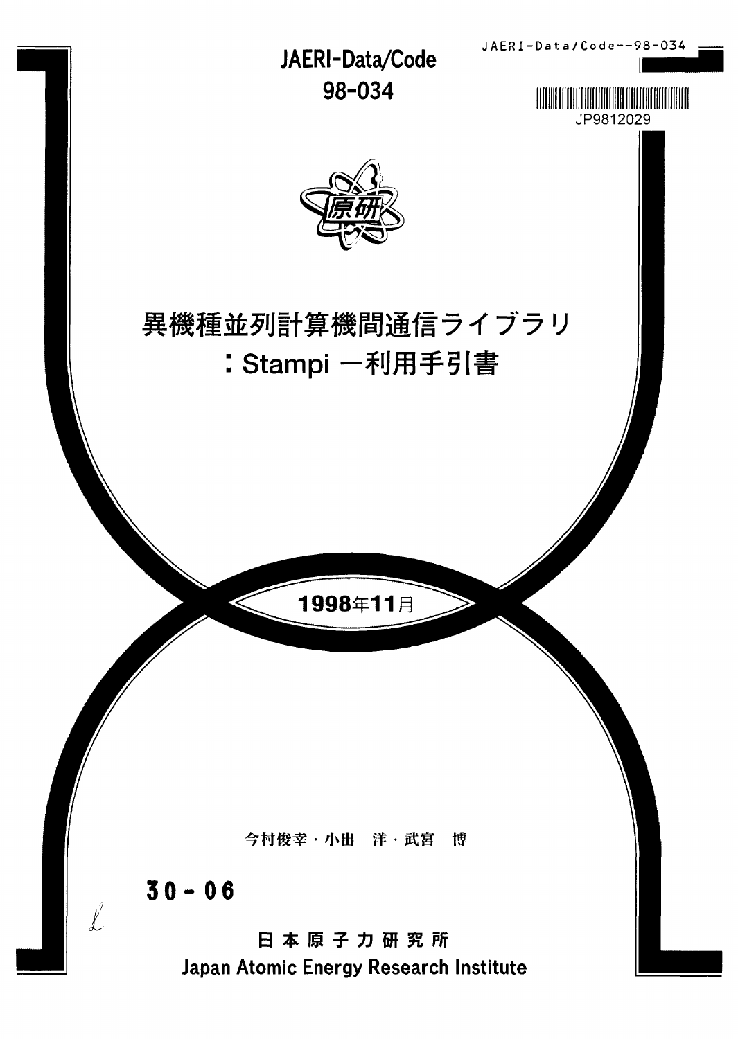JAERI-Data/Code--98-034

JP9812029

JAERI-Data/Code
98-034

# 異機種並列計算機間通信ライブラリ
# ：Stampi ー利用手引書

1998年11月

今村俊幸・小出　洋・武宮　博

30 - 06

日本原子力研究所
Japan Atomic Energy Research Institute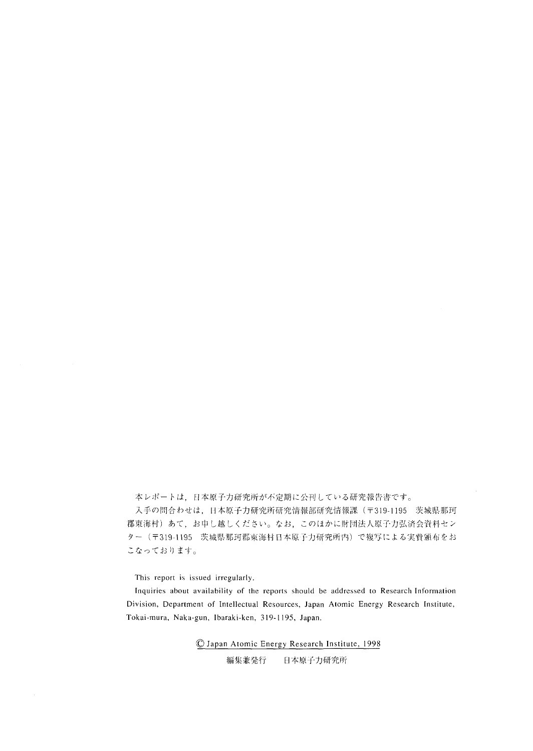本レポートは，日本原子力研究所が不定期に公刊している研究報告書です。

入手の問合わせは，日本原子力研究所研究情報部研究情報課（〒319-1195　茨城県那珂郡東海村）あて，お申し越しください。なお，このほかに財団法人原子力弘済会資料センター（〒319-1195　茨城県那珂郡東海村日本原子力研究所内）で複写による実費頒布をおこなっております。

This report is issued irregularly.

Inquiries about availability of the reports should be addressed to Research Information Division, Department of Intellectual Resources, Japan Atomic Energy Research Institute, Tokai-mura, Naka-gun, Ibaraki-ken, 319-1195, Japan.

© Japan Atomic Energy Research Institute, 1998

編集兼発行　　日本原子力研究所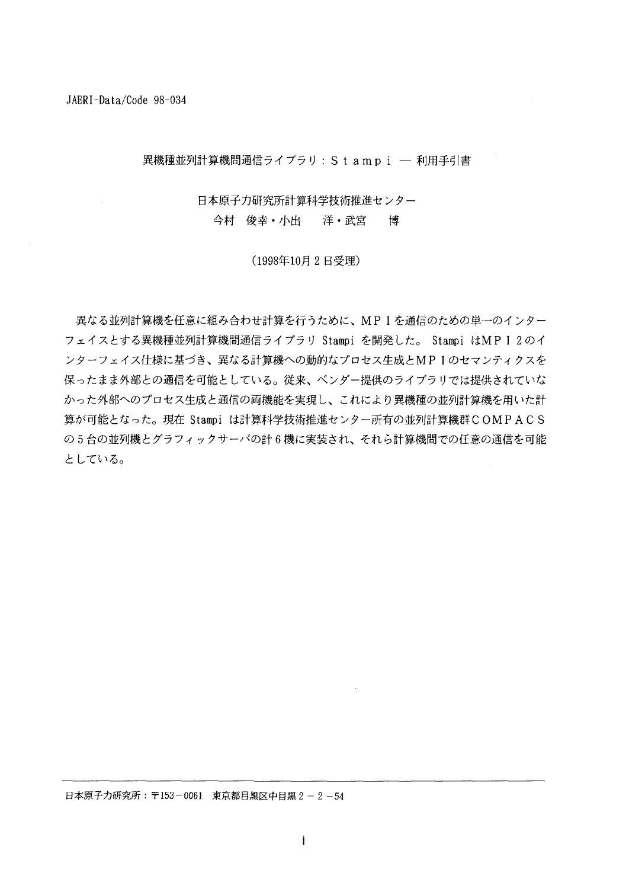JAERI-Data/Code 98-034

# 異機種並列計算機間通信ライブラリ：Ｓｔａｍｐｉ ― 利用手引書

日本原子力研究所計算科学技術推進センター

今村　俊幸・小出　　洋・武宮　　博

（1998年10月２日受理）

異なる並列計算機を任意に組み合わせ計算を行うために、ＭＰＩを通信のための単一のインターフェイスとする異機種並列計算機間通信ライブラリ Stampi を開発した。 Stampi はＭＰＩ２のインターフェイス仕様に基づき、異なる計算機への動的なプロセス生成とＭＰＩのセマンティクスを保ったまま外部との通信を可能としている。従来、ベンダー提供のライブラリでは提供されていなかった外部へのプロセス生成と通信の両機能を実現し、これにより異機種の並列計算機を用いた計算が可能となった。現在 Stampi は計算科学技術推進センター所有の並列計算機群ＣＯＭＰＡＣＳの５台の並列機とグラフィックサーバの計６機に実装され、それら計算機間での任意の通信を可能としている。

---

日本原子力研究所：〒153－0061　東京都目黒区中目黒２－２－54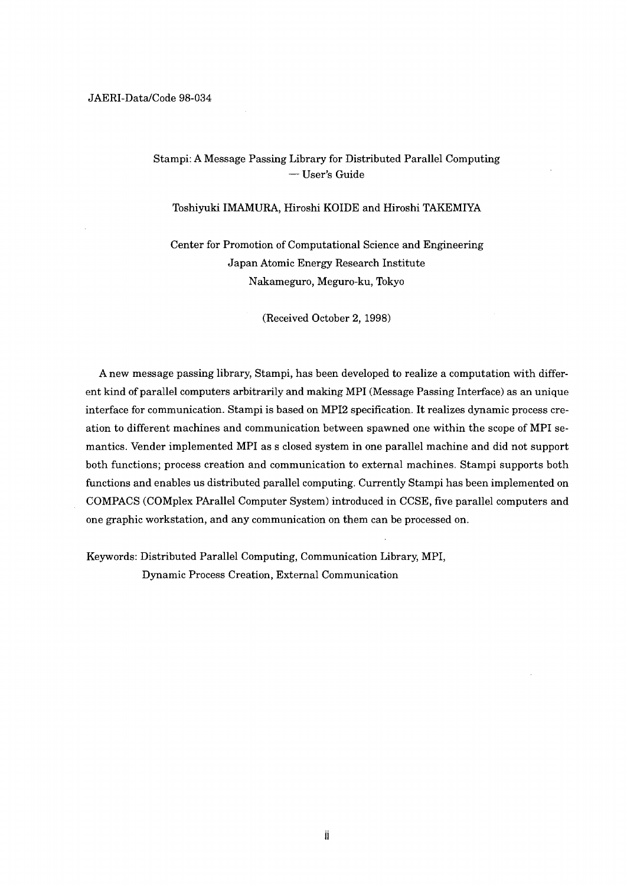JAERI-Data/Code 98-034

# Stampi: A Message Passing Library for Distributed Parallel Computing — User's Guide

Toshiyuki IMAMURA, Hiroshi KOIDE and Hiroshi TAKEMIYA

Center for Promotion of Computational Science and Engineering
Japan Atomic Energy Research Institute
Nakameguro, Meguro-ku, Tokyo

(Received October 2, 1998)

A new message passing library, Stampi, has been developed to realize a computation with different kind of parallel computers arbitrarily and making MPI (Message Passing Interface) as an unique interface for communication. Stampi is based on MPI2 specification. It realizes dynamic process creation to different machines and communication between spawned one within the scope of MPI semantics. Vender implemented MPI as s closed system in one parallel machine and did not support both functions; process creation and communication to external machines. Stampi supports both functions and enables us distributed parallel computing. Currently Stampi has been implemented on COMPACS (COMplex PArallel Computer System) introduced in CCSE, five parallel computers and one graphic workstation, and any communication on them can be processed on.

Keywords: Distributed Parallel Computing, Communication Library, MPI, Dynamic Process Creation, External Communication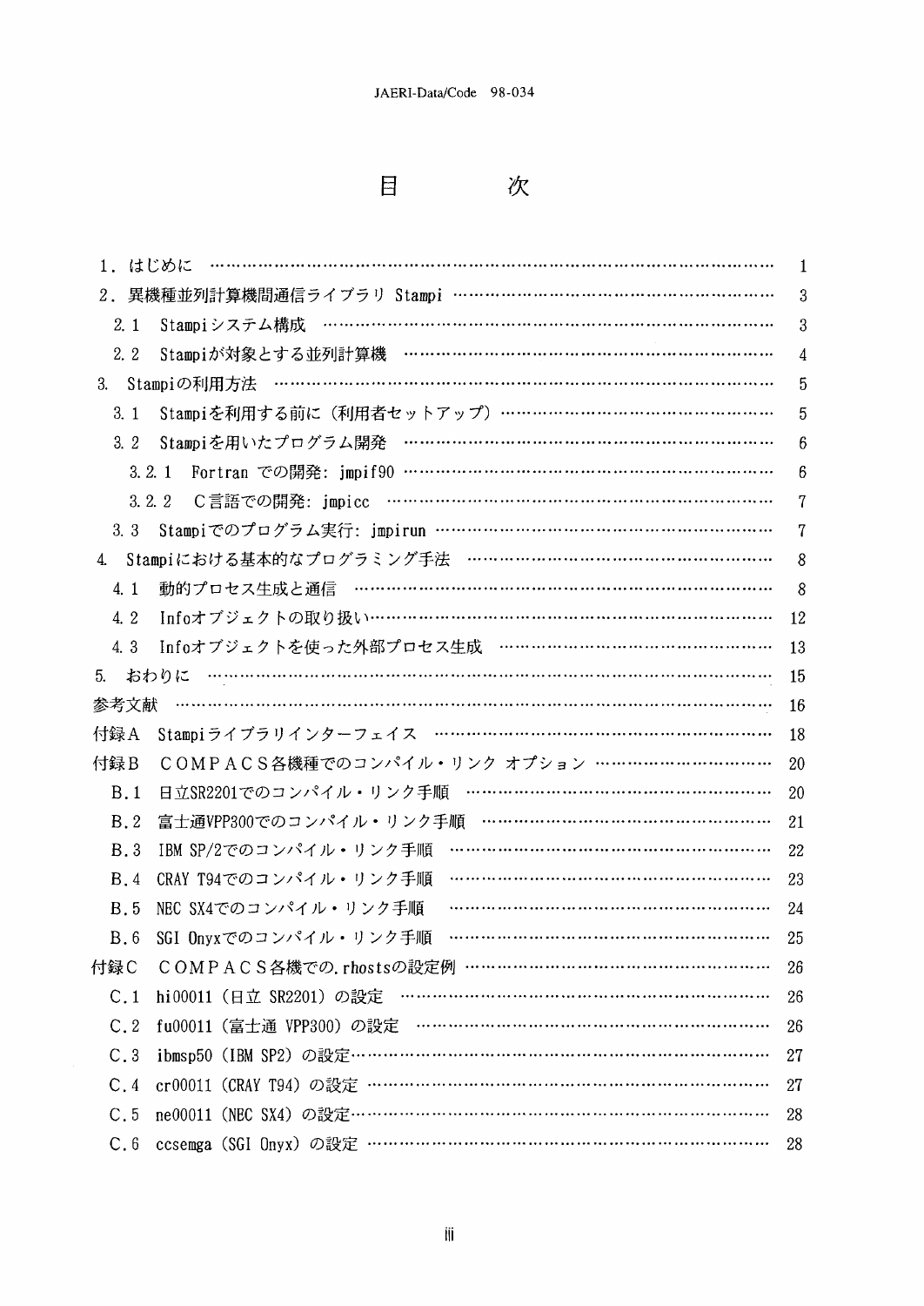# 目　　次

| | |
|---|---|
| 1．はじめに | 1 |
| 2．異機種並列計算機間通信ライブラリ Stampi | 3 |
| 2.1　Stampiシステム構成 | 3 |
| 2.2　Stampiが対象とする並列計算機 | 4 |
| 3.　Stampiの利用方法 | 5 |
| 3.1　Stampiを利用する前に（利用者セットアップ） | 5 |
| 3.2　Stampiを用いたプログラム開発 | 6 |
| 3.2.1　Fortran での開発: jmpif90 | 6 |
| 3.2.2　C言語での開発: jmpicc | 7 |
| 3.3　Stampiでのプログラム実行: jmpirun | 7 |
| 4.　Stampiにおける基本的なプログラミング手法 | 8 |
| 4.1　動的プロセス生成と通信 | 8 |
| 4.2　Infoオブジェクトの取り扱い | 12 |
| 4.3　Infoオブジェクトを使った外部プロセス生成 | 13 |
| 5.　おわりに | 15 |
| 参考文献 | 16 |
| 付録A　Stampiライブラリインターフェイス | 18 |
| 付録B　ＣＯＭＰＡＣＳ各機種でのコンパイル・リンク オプション | 20 |
| B.1　日立SR2201でのコンパイル・リンク手順 | 20 |
| B.2　富士通VPP300でのコンパイル・リンク手順 | 21 |
| B.3　IBM SP/2でのコンパイル・リンク手順 | 22 |
| B.4　CRAY T94でのコンパイル・リンク手順 | 23 |
| B.5　NEC SX4でのコンパイル・リンク手順 | 24 |
| B.6　SGI Onyxでのコンパイル・リンク手順 | 25 |
| 付録C　ＣＯＭＰＡＣＳ各機での.rhostsの設定例 | 26 |
| C.1　hi00011（日立 SR2201）の設定 | 26 |
| C.2　fu00011（富士通 VPP300）の設定 | 26 |
| C.3　ibmsp50（IBM SP2）の設定 | 27 |
| C.4　cr00011（CRAY T94）の設定 | 27 |
| C.5　ne00011（NEC SX4）の設定 | 28 |
| C.6　ccsemga（SGI Onyx）の設定 | 28 |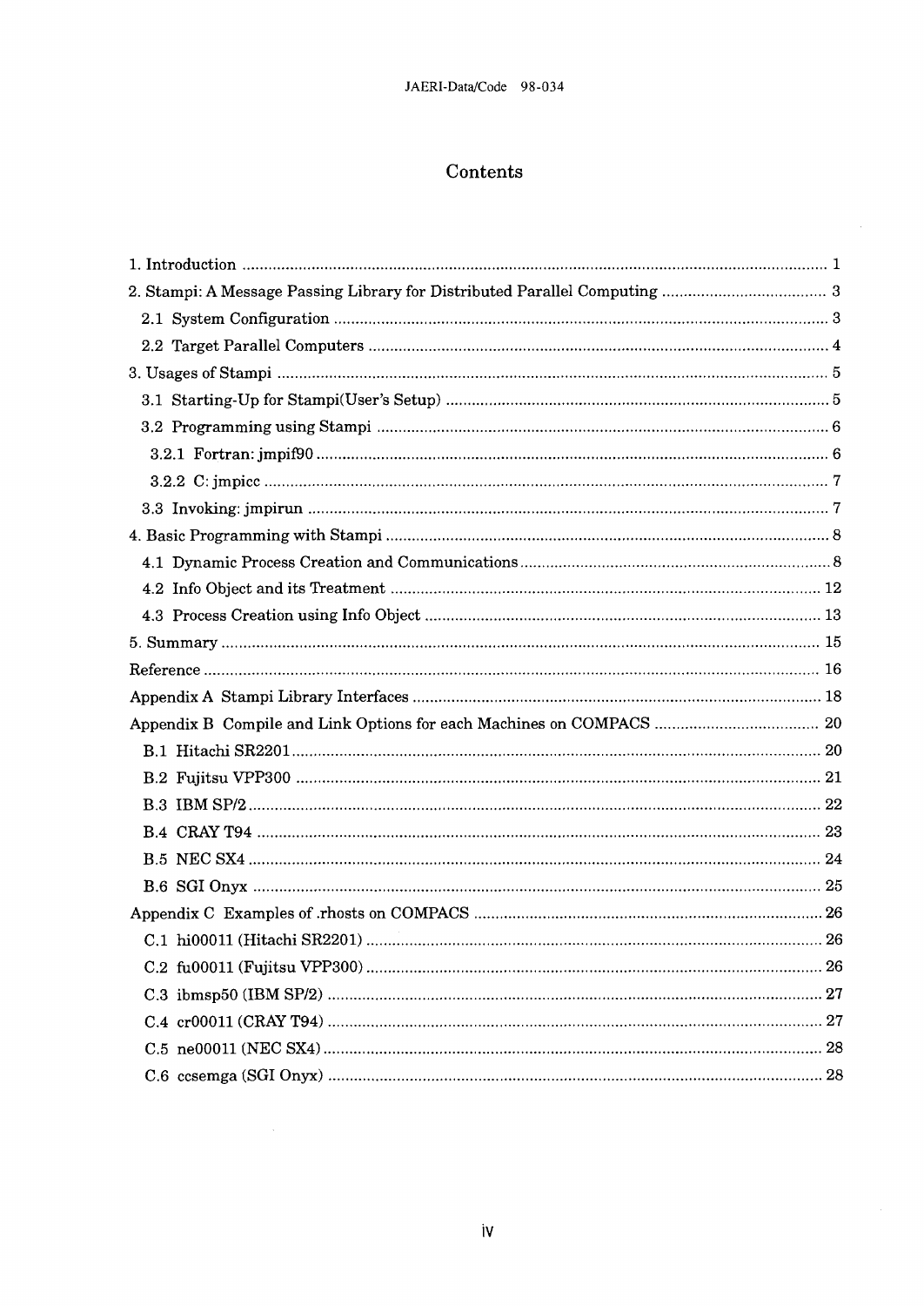# Contents

1. Introduction ..................................................................................................................................... 1
2. Stampi: A Message Passing Library for Distributed Parallel Computing ...................................... 3
  2.1 System Configuration ................................................................................................................ 3
  2.2 Target Parallel Computers ......................................................................................................... 4
3. Usages of Stampi ............................................................................................................................ 5
  3.1 Starting-Up for Stampi(User's Setup) ....................................................................................... 5
  3.2 Programming using Stampi ....................................................................................................... 6
    3.2.1 Fortran: jmpif90 .................................................................................................................... 6
    3.2.2 C: jmpicc ................................................................................................................................ 7
  3.3 Invoking: jmpirun ....................................................................................................................... 7
4. Basic Programming with Stampi ..................................................................................................... 8
  4.1 Dynamic Process Creation and Communications ....................................................................... 8
  4.2 Info Object and its Treatment .................................................................................................. 12
  4.3 Process Creation using Info Object ........................................................................................... 13
5. Summary ........................................................................................................................................ 15
Reference ........................................................................................................................................... 16
Appendix A Stampi Library Interfaces ............................................................................................. 18
Appendix B Compile and Link Options for each Machines on COMPACS ...................................... 20
  B.1 Hitachi SR2201 ......................................................................................................................... 20
  B.2 Fujitsu VPP300 ........................................................................................................................ 21
  B.3 IBM SP/2 ................................................................................................................................... 22
  B.4 CRAY T94 ................................................................................................................................. 23
  B.5 NEC SX4 ................................................................................................................................... 24
  B.6 SGI Onyx .................................................................................................................................. 25
Appendix C Examples of .rhosts on COMPACS ............................................................................... 26
  C.1 hi00011 (Hitachi SR2201) ........................................................................................................ 26
  C.2 fu00011 (Fujitsu VPP300) ........................................................................................................ 26
  C.3 ibmsp50 (IBM SP/2) ................................................................................................................. 27
  C.4 cr00011 (CRAY T94) ................................................................................................................. 27
  C.5 ne00011 (NEC SX4) .................................................................................................................. 28
  C.6 ccsemga (SGI Onyx) ................................................................................................................. 28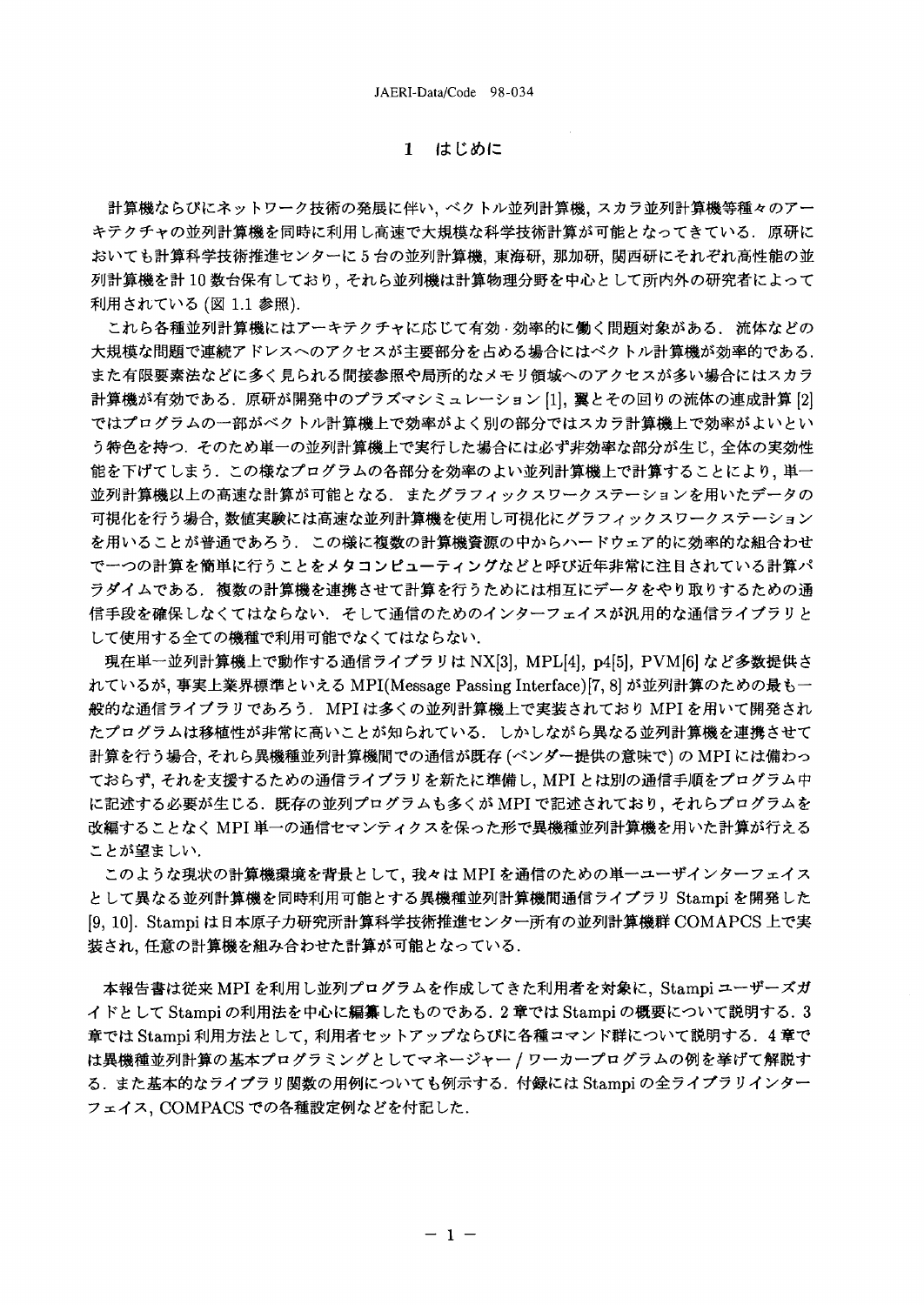# 1 はじめに

計算機ならびにネットワーク技術の発展に伴い，ベクトル並列計算機，スカラ並列計算機等種々のアーキテクチャの並列計算機を同時に利用し高速で大規模な科学技術計算が可能となってきている．原研においても計算科学技術推進センターに 5 台の並列計算機，東海研，那加研，関西研にそれぞれ高性能の並列計算機を計 10 数台保有しており，それら並列機は計算物理分野を中心として所内外の研究者によって利用されている (図 1.1 参照).

これら各種並列計算機にはアーキテクチャに応じて有効・効率的に働く問題対象がある．流体などの大規模な問題で連続アドレスへのアクセスが主要部分を占める場合にはベクトル計算機が効率的である．また有限要素法などに多く見られる間接参照や局所的なメモリ領域へのアクセスが多い場合にはスカラ計算機が有効である．原研が開発中のプラズマシミュレーション [1], 翼とその回りの流体の連成計算 [2] ではプログラムの一部がベクトル計算機上で効率がよく別の部分ではスカラ計算機上で効率がよいという特色を持つ．そのため単一の並列計算機上で実行した場合には必ず非効率な部分が生じ，全体の実効性能を下げてしまう．この様なプログラムの各部分を効率のよい並列計算機上で計算することにより，単一並列計算機以上の高速な計算が可能となる．またグラフィックスワークステーションを用いたデータの可視化を行う場合，数値実験には高速な並列計算機を使用し可視化にグラフィックスワークステーションを用いることが普通であろう．この様に複数の計算機資源の中からハードウェア的に効率的な組合わせで一つの計算を簡単に行うことをメタコンピューティングなどと呼び近年非常に注目されている計算パラダイムである．複数の計算機を連携させて計算を行うためには相互にデータをやり取りするための通信手段を確保しなくてはならない．そして通信のためのインターフェイスが汎用的な通信ライブラリとして使用する全ての機種で利用可能でなくてはならない．

現在単一並列計算機上で動作する通信ライブラリは NX[3], MPL[4], p4[5], PVM[6] など多数提供されているが，事実上業界標準といえる MPI(Message Passing Interface)[7, 8] が並列計算のための最も一般的な通信ライブラリであろう．MPI は多くの並列計算機上で実装されており MPI を用いて開発されたプログラムは移植性が非常に高いことが知られている．しかしながら異なる並列計算機を連携させて計算を行う場合，それら異機種並列計算機間での通信が既存 (ベンダー提供の意味で) の MPI には備わっておらず，それを支援するための通信ライブラリを新たに準備し，MPI とは別の通信手順をプログラム中に記述する必要が生じる．既存の並列プログラムも多くが MPI で記述されており，それらプログラムを改編することなく MPI 単一の通信セマンティクスを保った形で異機種並列計算機を用いた計算が行えることが望ましい．

このような現状の計算機環境を背景として，我々は MPI を通信のための単一ユーザインターフェイスとして異なる並列計算機を同時利用可能とする異機種並列計算機間通信ライブラリ Stampi を開発した [9, 10]. Stampi は日本原子力研究所計算科学技術推進センター所有の並列計算機群 COMAPCS 上で実装され，任意の計算機を組み合わせた計算が可能となっている．

本報告書は従来 MPI を利用し並列プログラムを作成してきた利用者を対象に，Stampi ユーザーズガイドとして Stampi の利用法を中心に編纂したものである．2 章では Stampi の概要について説明する．3 章では Stampi 利用方法として，利用者セットアップならびに各種コマンド群について説明する．4 章では異機種並列計算の基本プログラミングとしてマネージャー / ワーカープログラムの例を挙げて解説する．また基本的なライブラリ関数の用例についても例示する．付録には Stampi の全ライブラリインターフェイス，COMPACS での各種設定例などを付記した．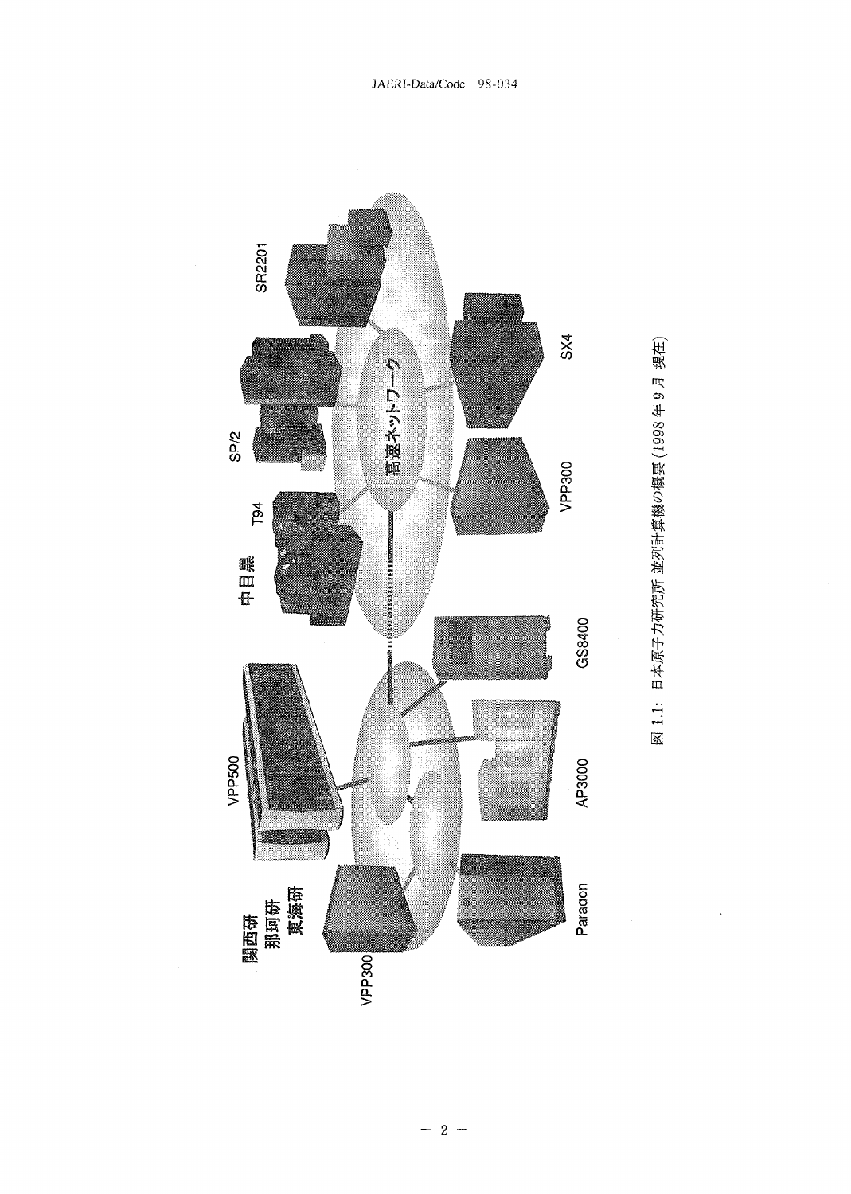図 1.1: 日本原子力研究所 並列計算機の概要 (1998 年 9 月 現在)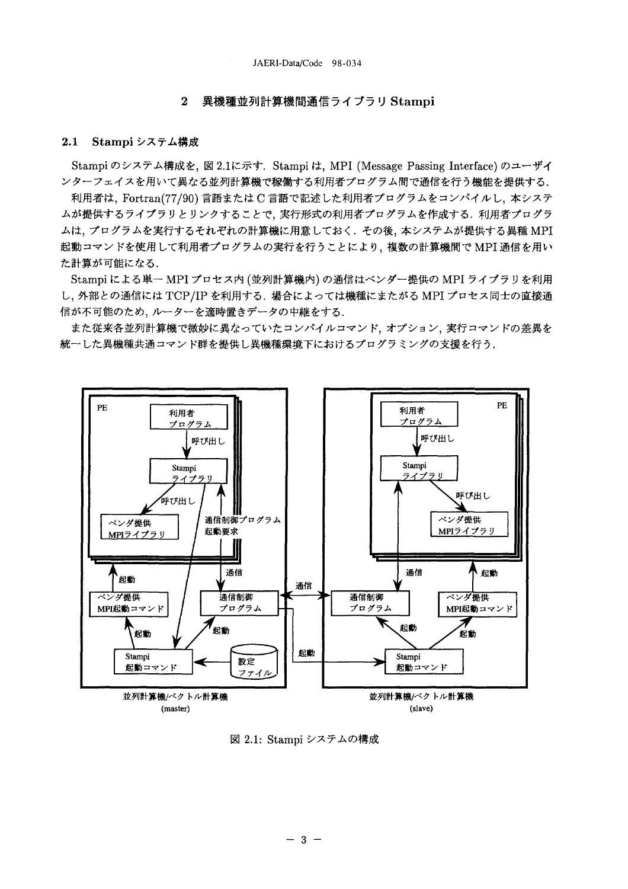## 2 異機種並列計算機間通信ライブラリ Stampi

### 2.1 Stampi システム構成

Stampi のシステム構成を, 図 2.1に示す. Stampi は, MPI (Message Passing Interface) のユーザインターフェイスを用いて異なる並列計算機で稼働する利用者プログラム間で通信を行う機能を提供する.

利用者は, Fortran(77/90) 言語または C 言語で記述した利用者プログラムをコンパイルし, 本システムが提供するライブラリとリンクすることで, 実行形式の利用者プログラムを作成する. 利用者プログラムは, プログラムを実行するそれぞれの計算機に用意しておく. その後, 本システムが提供する異種 MPI 起動コマンドを使用して利用者プログラムの実行を行うことにより, 複数の計算機間で MPI 通信を用いた計算が可能になる.

Stampi による単一 MPI プロセス内 (並列計算機内) の通信はベンダー提供の MPI ライブラリを利用し, 外部との通信には TCP/IP を利用する. 場合によっては機種にまたがる MPI プロセス同士の直接通信が不可能のため, ルーターを適時置きデータの中継をする.

また従来各並列計算機で微妙に異なっていたコンパイルコマンド, オプション, 実行コマンドの差異を統一した異機種共通コマンド群を提供し異機種環境下におけるプログラミングの支援を行う.

図 2.1: Stampi システムの構成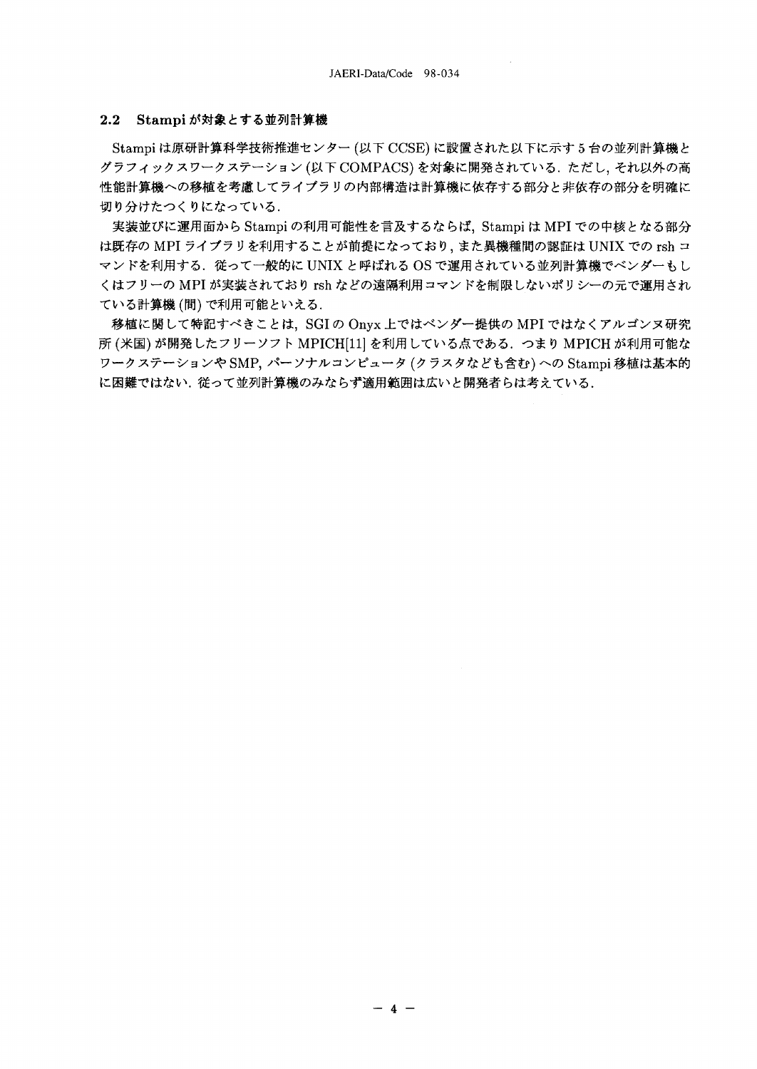### 2.2 Stampi が対象とする並列計算機

Stampi は原研計算科学技術推進センター (以下 CCSE) に設置された以下に示す 5 台の並列計算機とグラフィックスワークステーション (以下 COMPACS) を対象に開発されている. ただし, それ以外の高性能計算機への移植を考慮してライブラリの内部構造は計算機に依存する部分と非依存の部分を明確に切り分けたつくりになっている.

実装並びに運用面から Stampi の利用可能性を言及するならば, Stampi は MPI での中核となる部分は既存の MPI ライブラリを利用することが前提になっており, また異機種間の認証は UNIX での rsh コマンドを利用する. 従って一般的に UNIX と呼ばれる OS で運用されている並列計算機でベンダーもしくはフリーの MPI が実装されており rsh などの遠隔利用コマンドを制限しないポリシーの元で運用されている計算機 (間) で利用可能といえる.

移植に関して特記すべきことは, SGI の Onyx 上ではベンダー提供の MPI ではなくアルゴンヌ研究所 (米国) が開発したフリーソフト MPICH[11] を利用している点である. つまり MPICH が利用可能なワークステーションや SMP, パーソナルコンピュータ (クラスタなども含む) への Stampi 移植は基本的に困難ではない. 従って並列計算機のみならず適用範囲は広いと開発者らは考えている.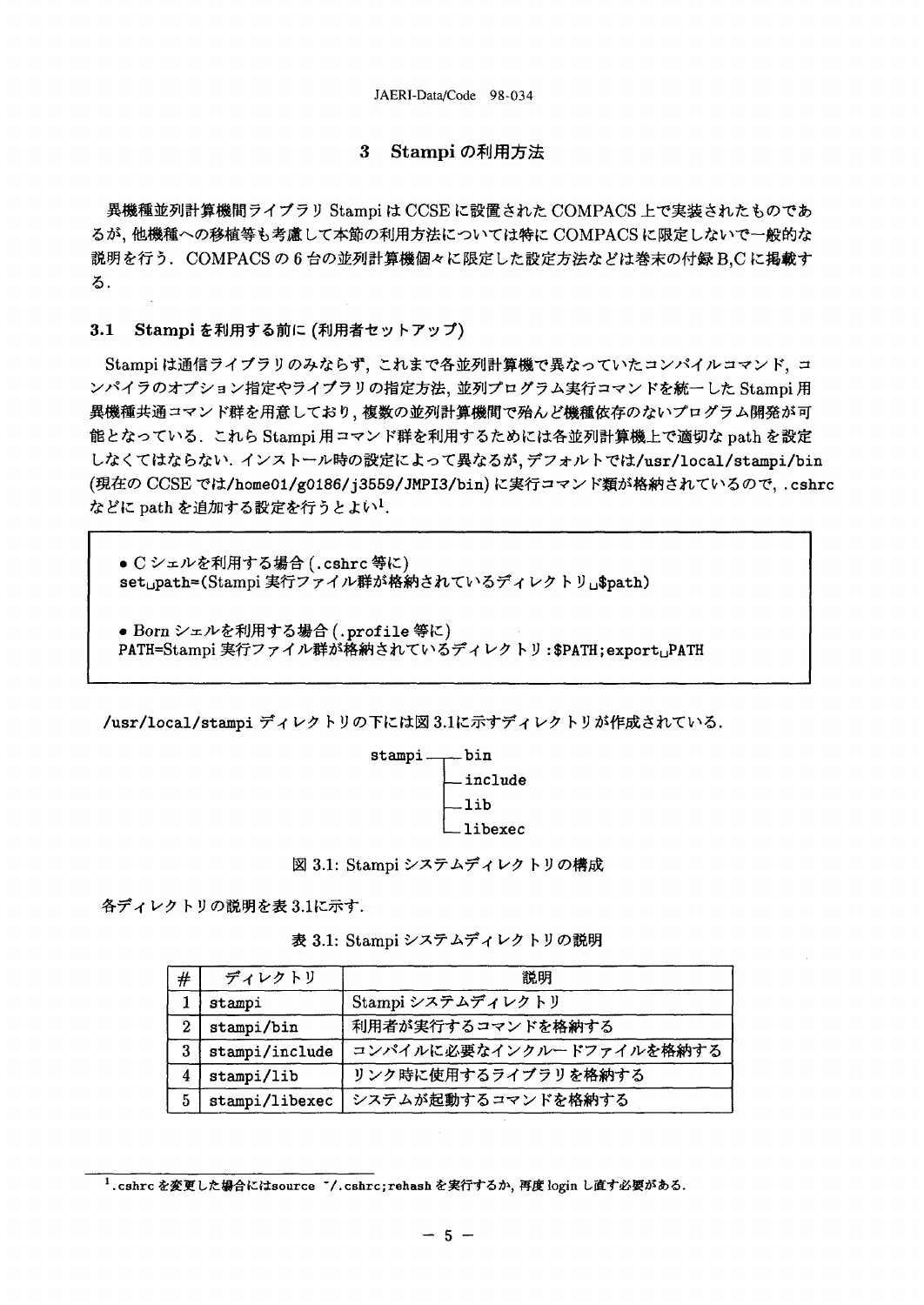## 3 Stampi の利用方法

異機種並列計算機間ライブラリ Stampi は CCSE に設置された COMPACS 上で実装されたものであるが, 他機種への移植等も考慮して本節の利用方法については特に COMPACS に限定しないで一般的な説明を行う. COMPACS の 6 台の並列計算機個々に限定した設定方法などは巻末の付録 B,C に掲載する.

### 3.1 Stampi を利用する前に (利用者セットアップ)

Stampi は通信ライブラリのみならず, これまで各並列計算機で異なっていたコンパイルコマンド, コンパイラのオプション指定やライブラリの指定方法, 並列プログラム実行コマンドを統一した Stampi 用異機種共通コマンド群を用意しており, 複数の並列計算機間で殆んど機種依存のないプログラム開発が可能となっている. これら Stampi 用コマンド群を利用するためには各並列計算機上で適切な path を設定しなくてはならない. インストール時の設定によって異なるが, デフォルトでは`/usr/local/stampi/bin` (現在の CCSE では`/home01/g0186/j3559/JMPI3/bin`) に実行コマンド類が格納されているので, `.cshrc` などに path を追加する設定を行うとよい[1].

> • C シェルを利用する場合 (`.cshrc` 等に)
> `set␣path=(Stampi 実行ファイル群が格納されているディレクトリ␣$path)`
>
> • Born シェルを利用する場合 (`.profile` 等に)
> `PATH=Stampi 実行ファイル群が格納されているディレクトリ:$PATH;export␣PATH`

`/usr/local/stampi` ディレクトリの下には図 3.1に示すディレクトリが作成されている.

```
stampi ─┬─ bin
        ├─ include
        ├─ lib
        └─ libexec
```

図 3.1: Stampi システムディレクトリの構成

各ディレクトリの説明を表 3.1に示す.

表 3.1: Stampi システムディレクトリの説明

| # | ディレクトリ | 説明 |
|---|---|---|
| 1 | stampi | Stampi システムディレクトリ |
| 2 | stampi/bin | 利用者が実行するコマンドを格納する |
| 3 | stampi/include | コンパイルに必要なインクルードファイルを格納する |
| 4 | stampi/lib | リンク時に使用するライブラリを格納する |
| 5 | stampi/libexec | システムが起動するコマンドを格納する |

[1] `.cshrc` を変更した場合には`source ~/.cshrc;rehash` を実行するか, 再度 login し直す必要がある.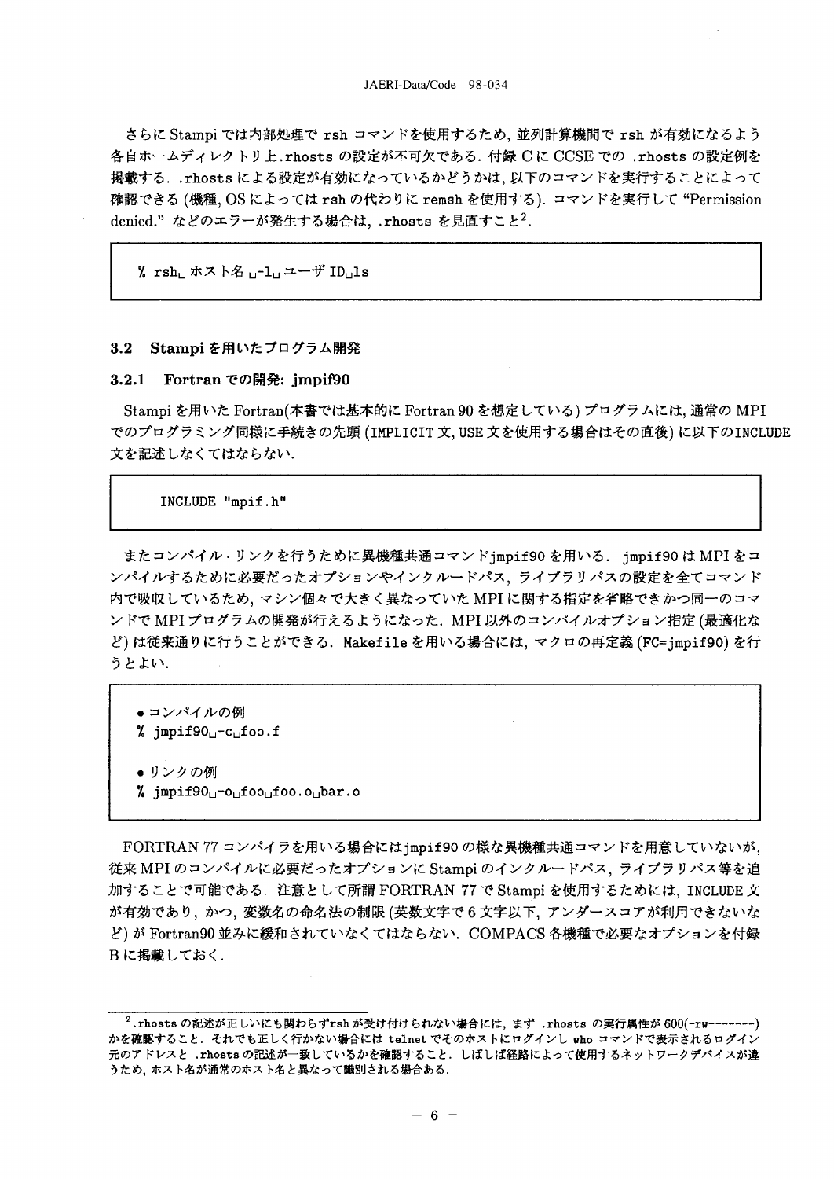さらにStampiでは内部処理でrshコマンドを使用するため，並列計算機間でrshが有効になるよう各自ホームディレクトリ上.rhostsの設定が不可欠である．付録CにCCSEでの.rhostsの設定例を掲載する．.rhostsによる設定が有効になっているかどうかは，以下のコマンドを実行することによって確認できる（機種，OSによってはrshの代わりにremshを使用する）．コマンドを実行して"Permission denied." などのエラーが発生する場合は，.rhostsを見直すこと[2]．

```
% rsh␣ホスト名␣-l␣ユーザID␣ls
```

### 3.2 Stampiを用いたプログラム開発

#### 3.2.1 Fortranでの開発: jmpif90

Stampiを用いたFortran(本書では基本的にFortran 90を想定している）プログラムには，通常のMPIでのプログラミング同様に手続きの先頭（IMPLICIT文，USE文を使用する場合はその直後）に以下のINCLUDE文を記述しなくてはならない．

```
INCLUDE "mpif.h"
```

またコンパイル・リンクを行うために異機種共通コマンドjmpif90を用いる．jmpif90はMPIをコンパイルするために必要だったオプションやインクルードパス，ライブラリパスの設定を全てコマンド内で吸収しているため，マシン個々で大きく異なっていたMPIに関する指定を省略できかつ同一のコマンドでMPIプログラムの開発が行えるようになった．MPI以外のコンパイルオプション指定（最適化など）は従来通りに行うことができる．Makefileを用いる場合には，マクロの再定義(FC=jmpif90)を行うとよい．

```
● コンパイルの例
% jmpif90␣-c␣foo.f

● リンクの例
% jmpif90␣-o␣foo␣foo.o␣bar.o
```

FORTRAN 77コンパイラを用いる場合にはjmpif90の様な異機種共通コマンドを用意していないが，従来MPIのコンパイルに必要だったオプションにStampiのインクルードパス，ライブラリパス等を追加することで可能である．注意として所謂FORTRAN 77でStampiを使用するためには，INCLUDE文が有効であり，かつ，変数名の命名法の制限（英数文字で6文字以下，アンダースコアが利用できないなど）がFortran90並みに緩和されていなくてはならない．COMPACS各機種で必要なオプションを付録Bに掲載しておく．

---

[2] .rhostsの記述が正しいにも関わらずrshが受け付けられない場合には，まず.rhostsの実行属性が600(-rw-------)かを確認すること．それでも正しく行かない場合には telnetでそのホストにログインし whoコマンドで表示されるログイン元のアドレスと.rhostsの記述が一致しているかを確認すること．しばしば経路によって使用するネットワークデバイスが違うため，ホスト名が通常のホスト名と異なって識別される場合ある．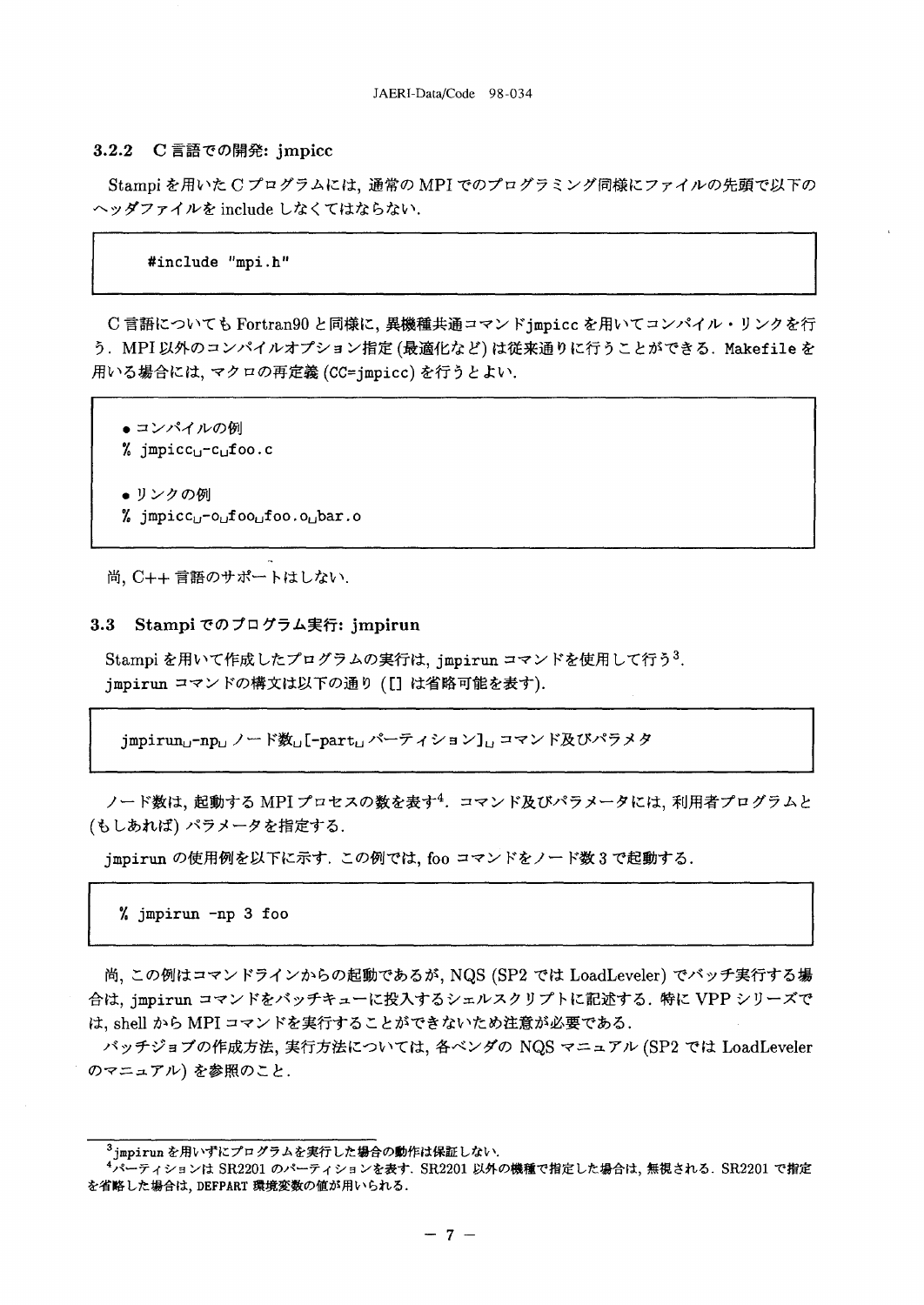### 3.2.2 C 言語での開発: jmpicc

Stampi を用いた C プログラムには, 通常の MPI でのプログラミング同様にファイルの先頭で以下のヘッダファイルを include しなくてはならない.

```
#include "mpi.h"
```

C 言語についても Fortran90 と同様に, 異機種共通コマンドjmpicc を用いてコンパイル・リンクを行う. MPI 以外のコンパイルオプション指定 (最適化など) は従来通りに行うことができる. Makefile を用いる場合には, マクロの再定義 (CC=jmpicc) を行うとよい.

```
● コンパイルの例
% jmpicc␣-c␣foo.c

● リンクの例
% jmpicc␣-o␣foo␣foo.o␣bar.o
```

尚, C++ 言語のサポートはしない.

## 3.3 Stampi でのプログラム実行: jmpirun

Stampi を用いて作成したプログラムの実行は, jmpirun コマンドを使用して行う[3].
jmpirun コマンドの構文は以下の通り ([] は省略可能を表す).

```
jmpirun␣-np␣ノード数␣[-part␣パーティション]␣コマンド及びパラメタ
```

ノード数は, 起動する MPI プロセスの数を表す[4]. コマンド及びパラメータには, 利用者プログラムと (もしあれば) パラメータを指定する.

jmpirun の使用例を以下に示す. この例では, foo コマンドをノード数 3 で起動する.

```
% jmpirun -np 3 foo
```

尚, この例はコマンドラインからの起動であるが, NQS (SP2 では LoadLeveler) でバッチ実行する場合は, jmpirun コマンドをバッチキューに投入するシェルスクリプトに記述する. 特に VPP シリーズでは, shell から MPI コマンドを実行することができないため注意が必要である.

バッチジョブの作成方法, 実行方法については, 各ベンダの NQS マニュアル (SP2 では LoadLeveler のマニュアル) を参照のこと.

---

[3] jmpirun を用いずにプログラムを実行した場合の動作は保証しない.

[4] パーティションは SR2201 のパーティションを表す. SR2201 以外の機種で指定した場合は, 無視される. SR2201 で指定を省略した場合は, DEFPART 環境変数の値が用いられる.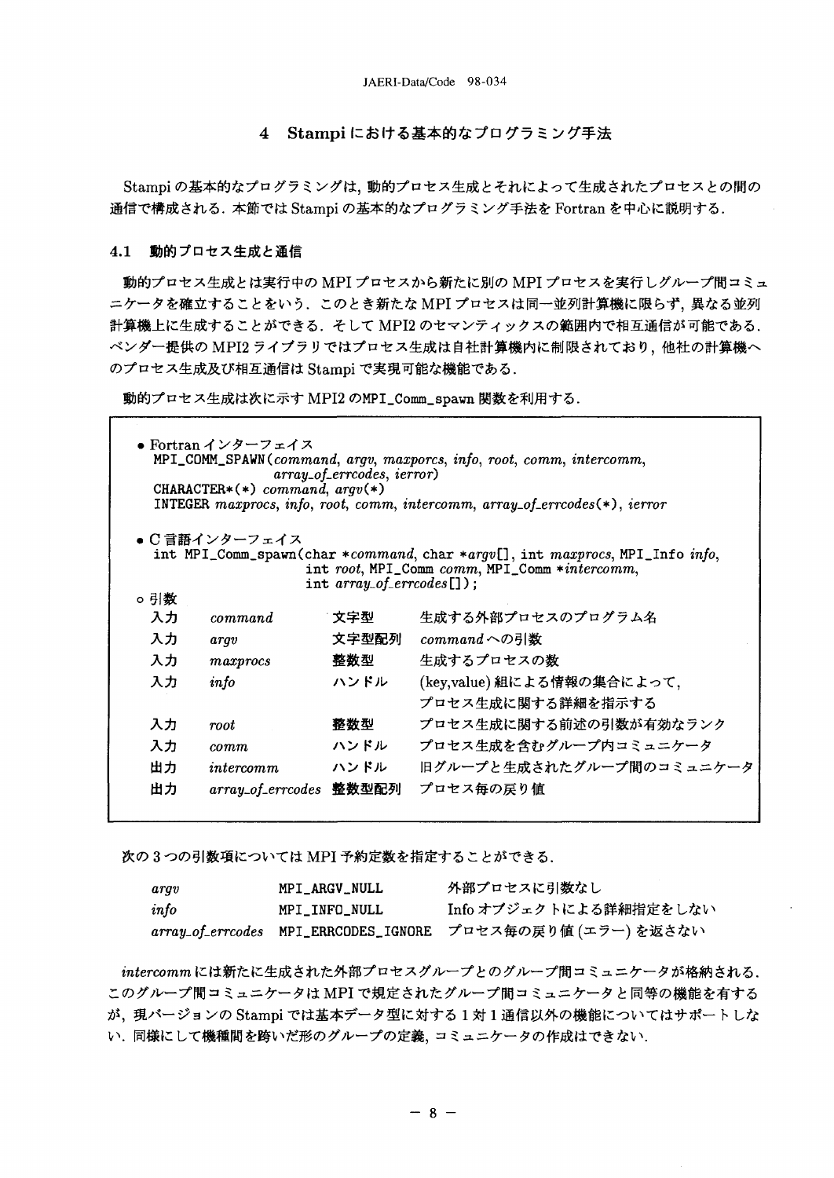# 4 Stampi における基本的なプログラミング手法

Stampi の基本的なプログラミングは, 動的プロセス生成とそれによって生成されたプロセスとの間の通信で構成される. 本節では Stampi の基本的なプログラミング手法を Fortran を中心に説明する.

## 4.1 動的プロセス生成と通信

動的プロセス生成とは実行中の MPI プロセスから新たに別の MPI プロセスを実行しグループ間コミュニケータを確立することをいう. このとき新たな MPI プロセスは同一並列計算機に限らず, 異なる並列計算機上に生成することができる. そして MPI2 のセマンティックスの範囲内で相互通信が可能である. ベンダー提供の MPI2 ライブラリではプロセス生成は自社計算機内に制限されており, 他社の計算機へのプロセス生成及び相互通信は Stampi で実現可能な機能である.

動的プロセス生成は次に示す MPI2 のMPI_Comm_spawn 関数を利用する.

- Fortran インターフェイス

```
MPI_COMM_SPAWN(command, argv, maxporcs, info, root, comm, intercomm,
               array_of_errcodes, ierror)
CHARACTER*(*) command, argv(*)
INTEGER maxprocs, info, root, comm, intercomm, array_of_errcodes(*), ierror
```

- C 言語インターフェイス

```
int MPI_Comm_spawn(char *command, char *argv[], int maxprocs, MPI_Info info,
                   int root, MPI_Comm comm, MPI_Comm *intercomm,
                   int array_of_errcodes[]);
```

○ 引数

| | | | |
|---|---|---|---|
| 入力 | *command* | 文字型 | 生成する外部プロセスのプログラム名 |
| 入力 | *argv* | 文字型配列 | *command* への引数 |
| 入力 | *maxprocs* | 整数型 | 生成するプロセスの数 |
| 入力 | *info* | ハンドル | (key,value) 組による情報の集合によって, プロセス生成に関する詳細を指示する |
| 入力 | *root* | 整数型 | プロセス生成に関する前述の引数が有効なランク |
| 入力 | *comm* | ハンドル | プロセス生成を含むグループ内コミュニケータ |
| 出力 | *intercomm* | ハンドル | 旧グループと生成されたグループ間のコミュニケータ |
| 出力 | *array_of_errcodes* | 整数型配列 | プロセス毎の戻り値 |

次の 3 つの引数項については MPI 予約定数を指定することができる.

| | | |
|---|---|---|
| *argv* | MPI_ARGV_NULL | 外部プロセスに引数なし |
| *info* | MPI_INFO_NULL | Info オブジェクトによる詳細指定をしない |
| *array_of_errcodes* | MPI_ERRCODES_IGNORE | プロセス毎の戻り値 (エラー) を返さない |

*intercomm* には新たに生成された外部プロセスグループとのグループ間コミュニケータが格納される. このグループ間コミュニケータは MPI で規定されたグループ間コミュニケータと同等の機能を有するが, 現バージョンの Stampi では基本データ型に対する 1 対 1 通信以外の機能についてはサポートしない. 同様にして機種間を跨いだ形のグループの定義, コミュニケータの作成はできない.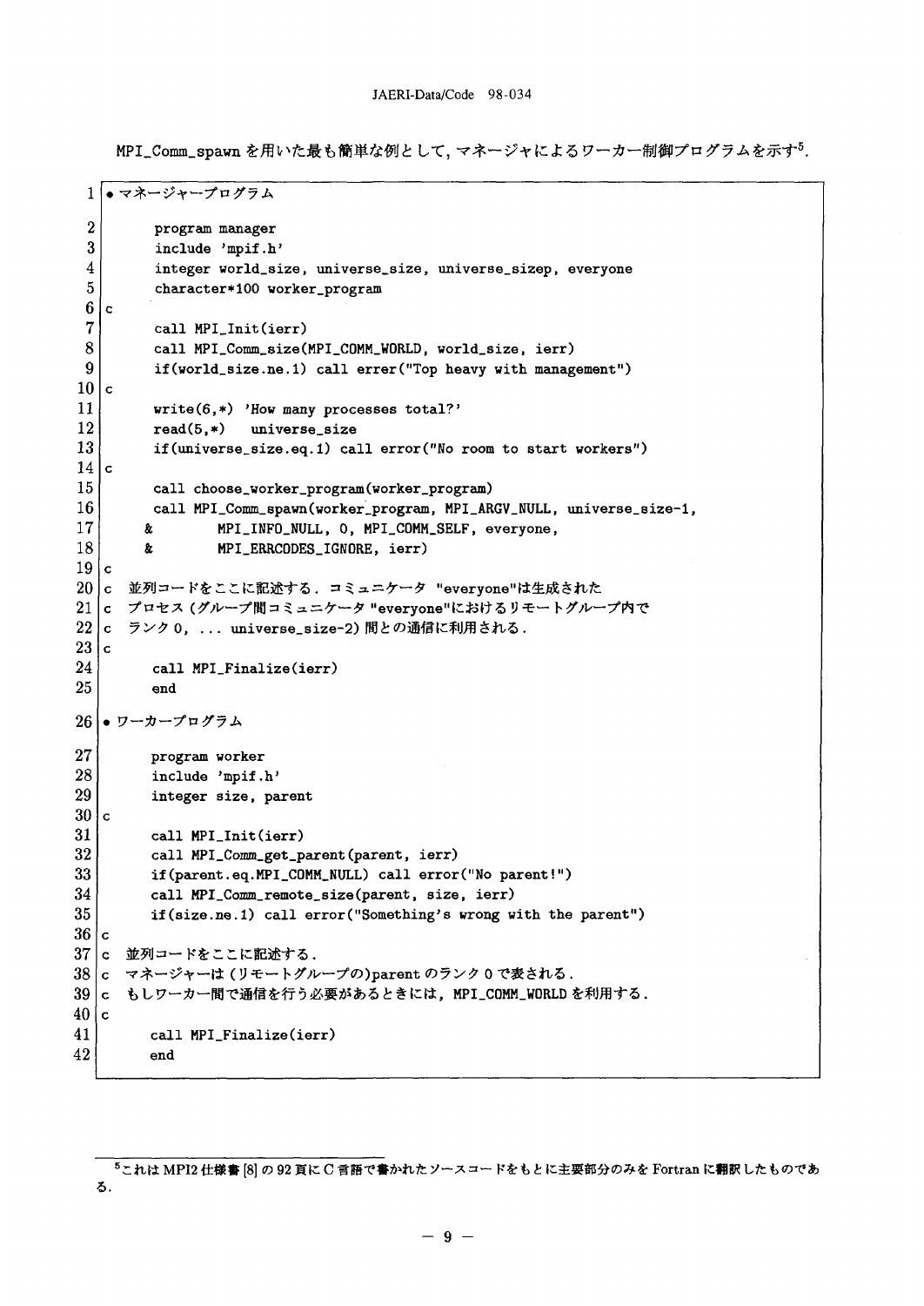MPI_Comm_spawn を用いた最も簡単な例として，マネージャによるワーカー制御プログラムを示す[5].

```
 1 ● マネージャープログラム

 2       program manager
 3       include 'mpif.h'
 4       integer world_size, universe_size, universe_sizep, everyone
 5       character*100 worker_program
 6 c
 7       call MPI_Init(ierr)
 8       call MPI_Comm_size(MPI_COMM_WORLD, world_size, ierr)
 9       if(world_size.ne.1) call errer("Top heavy with management")
10 c
11       write(6,*) 'How many processes total?'
12       read(5,*)   universe_size
13       if(universe_size.eq.1) call error("No room to start workers")
14 c
15       call choose_worker_program(worker_program)
16       call MPI_Comm_spawn(worker_program, MPI_ARGV_NULL, universe_size-1,
17      &        MPI_INFO_NULL, 0, MPI_COMM_SELF, everyone,
18      &        MPI_ERRCODES_IGNORE, ierr)
19 c
20 c  並列コードをここに記述する．コミュニケータ "everyone"は生成された
21 c  プロセス (グループ間コミュニケータ "everyone"におけるリモートグループ内で
22 c  ランク 0, ... universe_size-2) 間との通信に利用される．
23 c
24       call MPI_Finalize(ierr)
25       end

26 ● ワーカープログラム

27       program worker
28       include 'mpif.h'
29       integer size, parent
30 c
31       call MPI_Init(ierr)
32       call MPI_Comm_get_parent(parent, ierr)
33       if(parent.eq.MPI_COMM_NULL) call error("No parent!")
34       call MPI_Comm_remote_size(parent, size, ierr)
35       if(size.ne.1) call error("Something's wrong with the parent")
36 c
37 c  並列コードをここに記述する．
38 c  マネージャーは (リモートグループの)parent のランク 0 で表される．
39 c  もしワーカー間で通信を行う必要があるときには，MPI_COMM_WORLD を利用する．
40 c
41       call MPI_Finalize(ierr)
42       end
```

[5]これは MPI2 仕様書 [8] の 92 頁に C 言語で書かれたソースコードをもとに主要部分のみを Fortran に翻訳したものである．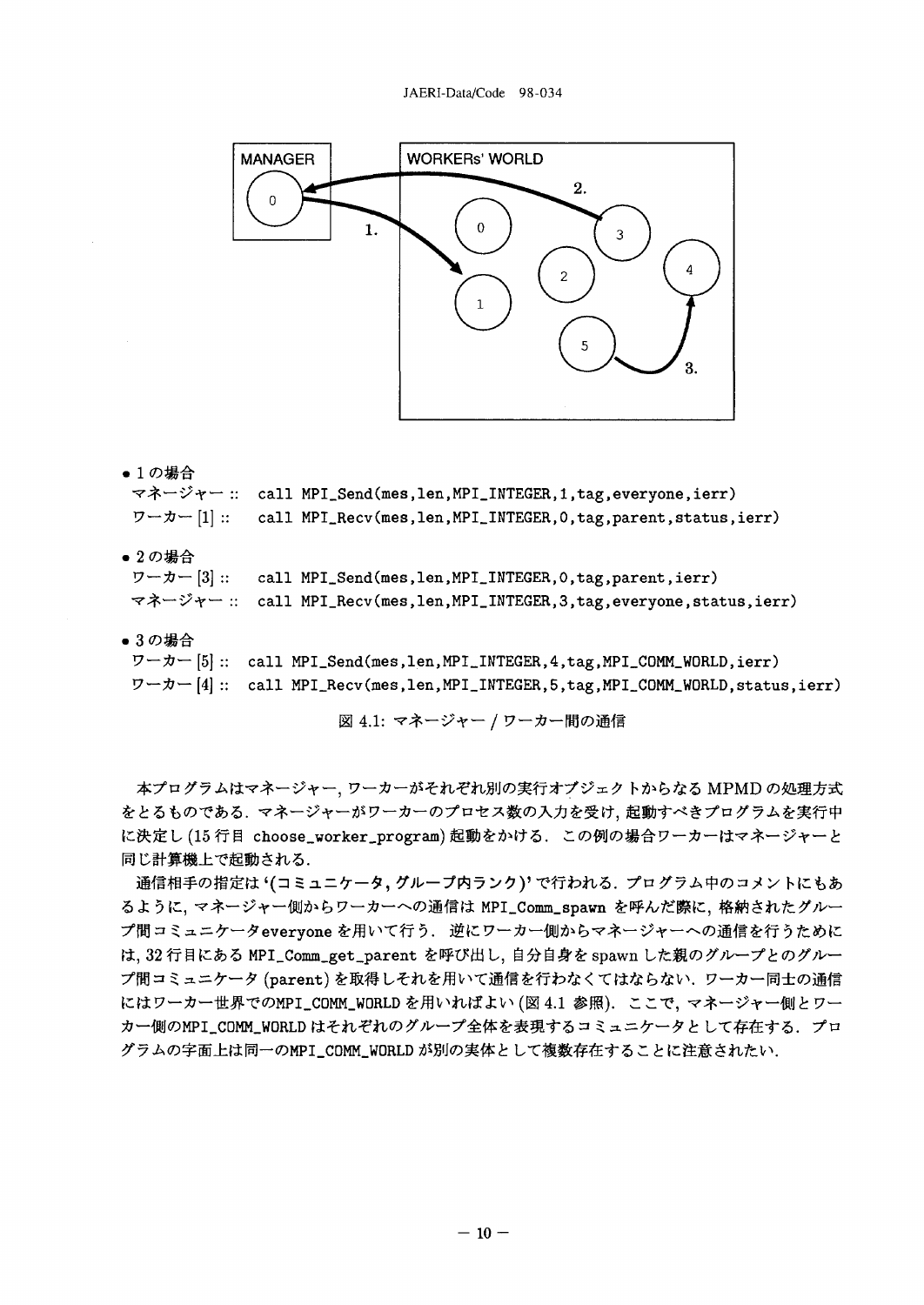- 1 の場合

マネージャー :: `call MPI_Send(mes,len,MPI_INTEGER,1,tag,everyone,ierr)`
ワーカー [1] :: `call MPI_Recv(mes,len,MPI_INTEGER,0,tag,parent,status,ierr)`

- 2 の場合

ワーカー [3] :: `call MPI_Send(mes,len,MPI_INTEGER,0,tag,parent,ierr)`
マネージャー :: `call MPI_Recv(mes,len,MPI_INTEGER,3,tag,everyone,status,ierr)`

- 3 の場合

ワーカー [5] :: `call MPI_Send(mes,len,MPI_INTEGER,4,tag,MPI_COMM_WORLD,ierr)`
ワーカー [4] :: `call MPI_Recv(mes,len,MPI_INTEGER,5,tag,MPI_COMM_WORLD,status,ierr)`

図 4.1: マネージャー / ワーカー間の通信

本プログラムはマネージャー, ワーカーがそれぞれ別の実行オブジェクトからなる MPMD の処理方式をとるものである. マネージャーがワーカーのプロセス数の入力を受け, 起動すべきプログラムを実行中に決定し (15 行目 choose_worker_program) 起動をかける. この例の場合ワーカーはマネージャーと同じ計算機上で起動される.

通信相手の指定は '(コミュニケータ, グループ内ランク)' で行われる. プログラム中のコメントにもあるように, マネージャー側からワーカーへの通信は MPI_Comm_spawn を呼んだ際に, 格納されたグループ間コミュニケータeveryone を用いて行う. 逆にワーカー側からマネージャーへの通信を行うためには, 32 行目にある MPI_Comm_get_parent を呼び出し, 自分自身を spawn した親のグループとのグループ間コミュニケータ (parent) を取得しそれを用いて通信を行わなくてはならない. ワーカー同士の通信にはワーカー世界でのMPI_COMM_WORLD を用いればよい (図 4.1 参照). ここで, マネージャー側とワーカー側のMPI_COMM_WORLD はそれぞれのグループ全体を表現するコミュニケータとして存在する. プログラムの字面上は同一のMPI_COMM_WORLD が別の実体として複数存在することに注意されたい.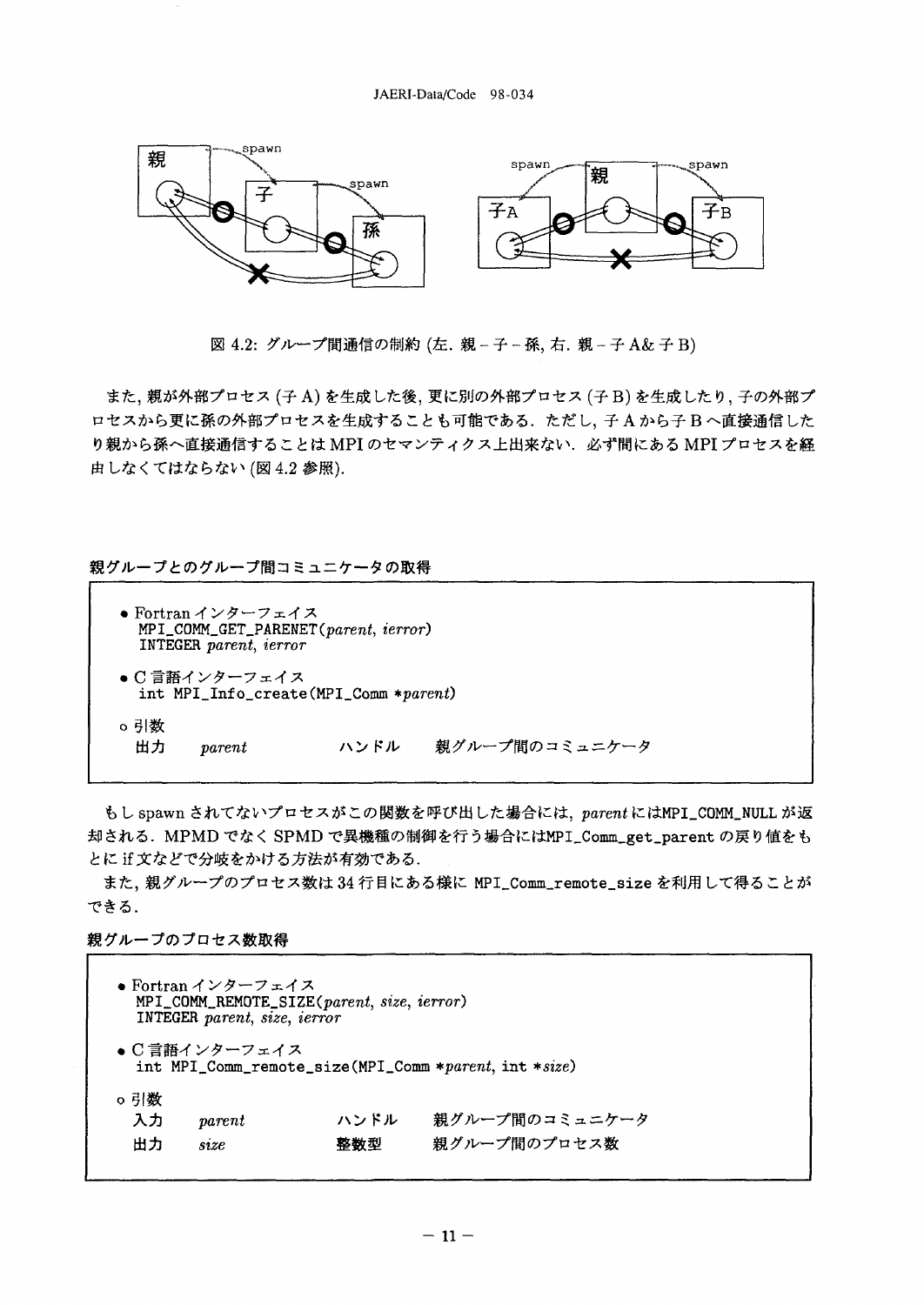図 4.2: グループ間通信の制約 (左. 親 – 子 – 孫, 右. 親 – 子 A& 子 B)

また, 親が外部プロセス (子 A) を生成した後, 更に別の外部プロセス (子 B) を生成したり, 子の外部プロセスから更に孫の外部プロセスを生成することも可能である. ただし, 子 A から子 B へ直接通信したり親から孫へ直接通信することは MPI のセマンティクス上出来ない. 必ず間にある MPI プロセスを経由しなくてはならない (図 4.2 参照).

**親グループとのグループ間コミュニケータの取得**

- Fortran インターフェイス

```
MPI_COMM_GET_PARENET(parent, ierror)
INTEGER parent, ierror
```

- C 言語インターフェイス

```
int MPI_Info_create(MPI_Comm *parent)
```

◦ 引数

| | | | |
|---|---|---|---|
| 出力 | *parent* | ハンドル | 親グループ間のコミュニケータ |

もし spawn されてないプロセスがこの関数を呼び出した場合には, *parent* にはMPI_COMM_NULL が返却される. MPMD でなく SPMD で異機種の制御を行う場合にはMPI_Comm_get_parent の戻り値をもとに if 文などで分岐をかける方法が有効である.

また, 親グループのプロセス数は 34 行目にある様に MPI_Comm_remote_size を利用して得ることができる.

**親グループのプロセス数取得**

- Fortran インターフェイス

```
MPI_COMM_REMOTE_SIZE(parent, size, ierror)
INTEGER parent, size, ierror
```

- C 言語インターフェイス

```
int MPI_Comm_remote_size(MPI_Comm *parent, int *size)
```

◦ 引数

| | | | |
|---|---|---|---|
| 入力 | *parent* | ハンドル | 親グループ間のコミュニケータ |
| 出力 | *size* | 整数型 | 親グループ間のプロセス数 |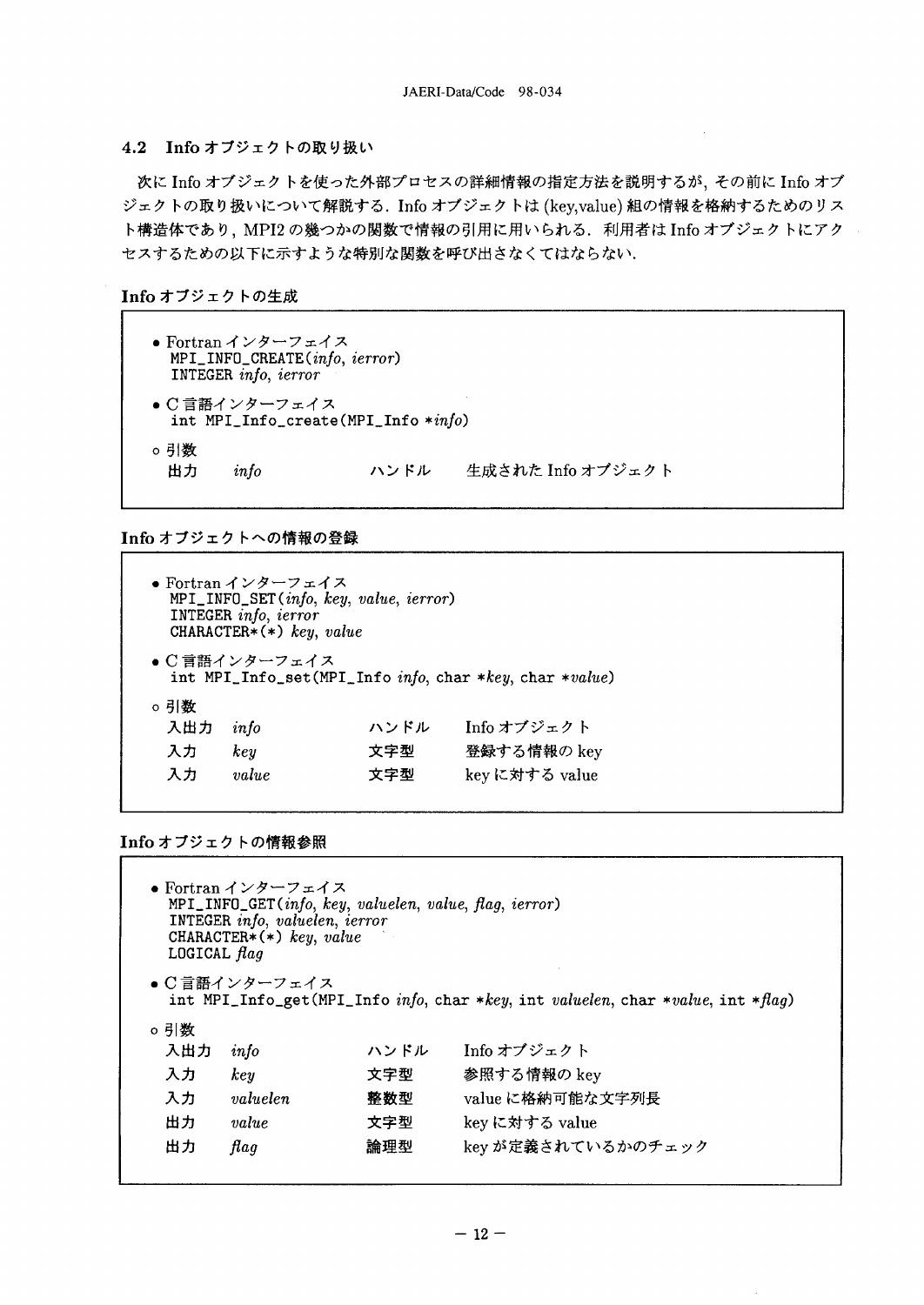### 4.2 Info オブジェクトの取り扱い

次に Info オブジェクトを使った外部プロセスの詳細情報の指定方法を説明するが，その前に Info オブジェクトの取り扱いについて解説する．Info オブジェクトは (key,value) 組の情報を格納するためのリスト構造体であり，MPI2 の幾つかの関数で情報の引用に用いられる．利用者は Info オブジェクトにアクセスするための以下に示すような特別な関数を呼び出さなくてはならない．

**Info オブジェクトの生成**

- Fortran インターフェイス

```
MPI_INFO_CREATE(info, ierror)
INTEGER info, ierror
```

- C 言語インターフェイス

```
int MPI_Info_create(MPI_Info *info)
```

◦ 引数

| | | | |
|---|---|---|---|
| 出力 | *info* | ハンドル | 生成された Info オブジェクト |

**Info オブジェクトへの情報の登録**

- Fortran インターフェイス

```
MPI_INFO_SET(info, key, value, ierror)
INTEGER info, ierror
CHARACTER*(*) key, value
```

- C 言語インターフェイス

```
int MPI_Info_set(MPI_Info info, char *key, char *value)
```

◦ 引数

| | | | |
|---|---|---|---|
| 入出力 | *info* | ハンドル | Info オブジェクト |
| 入力 | *key* | 文字型 | 登録する情報の key |
| 入力 | *value* | 文字型 | key に対する value |

**Info オブジェクトの情報参照**

- Fortran インターフェイス

```
MPI_INFO_GET(info, key, valuelen, value, flag, ierror)
INTEGER info, valuelen, ierror
CHARACTER*(*) key, value
LOGICAL flag
```

- C 言語インターフェイス

```
int MPI_Info_get(MPI_Info info, char *key, int valuelen, char *value, int *flag)
```

◦ 引数

| | | | |
|---|---|---|---|
| 入出力 | *info* | ハンドル | Info オブジェクト |
| 入力 | *key* | 文字型 | 参照する情報の key |
| 入力 | *valuelen* | 整数型 | value に格納可能な文字列長 |
| 出力 | *value* | 文字型 | key に対する value |
| 出力 | *flag* | 論理型 | key が定義されているかのチェック |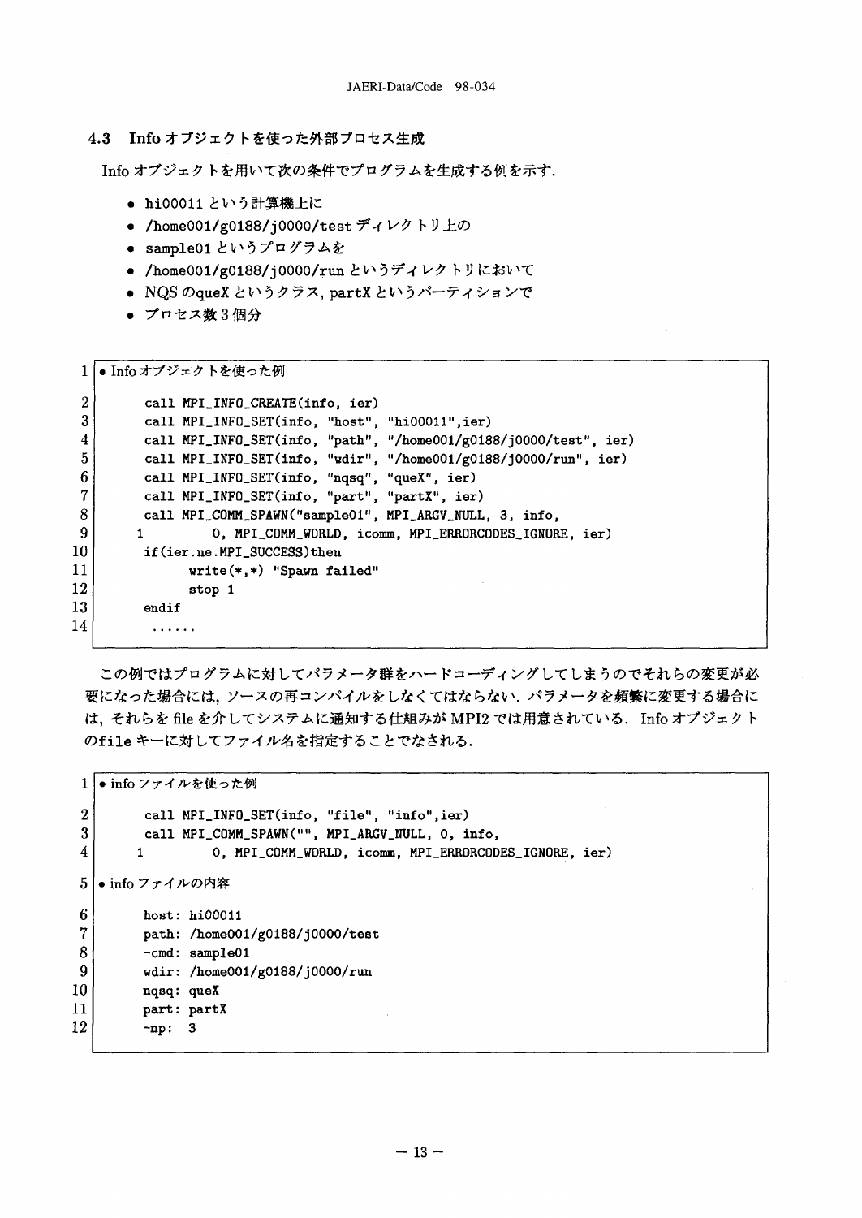### 4.3 Info オブジェクトを使った外部プロセス生成

Info オブジェクトを用いて次の条件でプログラムを生成する例を示す.

- hi00011 という計算機上に
- /home001/g0188/j0000/test ディレクトリ上の
- sample01 というプログラムを
- /home001/g0188/j0000/run というディレクトリにおいて
- NQS のqueX というクラス, partX というパーティションで
- プロセス数 3 個分

```
1  • Info オブジェクトを使った例

2        call MPI_INFO_CREATE(info, ier)
3        call MPI_INFO_SET(info, "host", "hi00011",ier)
4        call MPI_INFO_SET(info, "path", "/home001/g0188/j0000/test", ier)
5        call MPI_INFO_SET(info, "wdir", "/home001/g0188/j0000/run", ier)
6        call MPI_INFO_SET(info, "nqsq", "queX", ier)
7        call MPI_INFO_SET(info, "part", "partX", ier)
8        call MPI_COMM_SPAWN("sample01", MPI_ARGV_NULL, 3, info,
9       1          0, MPI_COMM_WORLD, icomm, MPI_ERRORCODES_IGNORE, ier)
10       if(ier.ne.MPI_SUCCESS)then
11             write(*,*) "Spawn failed"
12             stop 1
13       endif
14        ......
```

この例ではプログラムに対してパラメータ群をハードコーディングしてしまうのでそれらの変更が必要になった場合には, ソースの再コンパイルをしなくてはならない. パラメータを頻繁に変更する場合には, それらを file を介してシステムに通知する仕組みが MPI2 では用意されている. Info オブジェクトのfile キーに対してファイル名を指定することでなされる.

```
1  • info ファイルを使った例

2        call MPI_INFO_SET(info, "file", "info",ier)
3        call MPI_COMM_SPAWN("", MPI_ARGV_NULL, 0, info,
4       1          0, MPI_COMM_WORLD, icomm, MPI_ERRORCODES_IGNORE, ier)

5  • info ファイルの内容

6        host: hi00011
7        path: /home001/g0188/j0000/test
8        -cmd: sample01
9        wdir: /home001/g0188/j0000/run
10       nqsq: queX
11       part: partX
12       -np:  3
```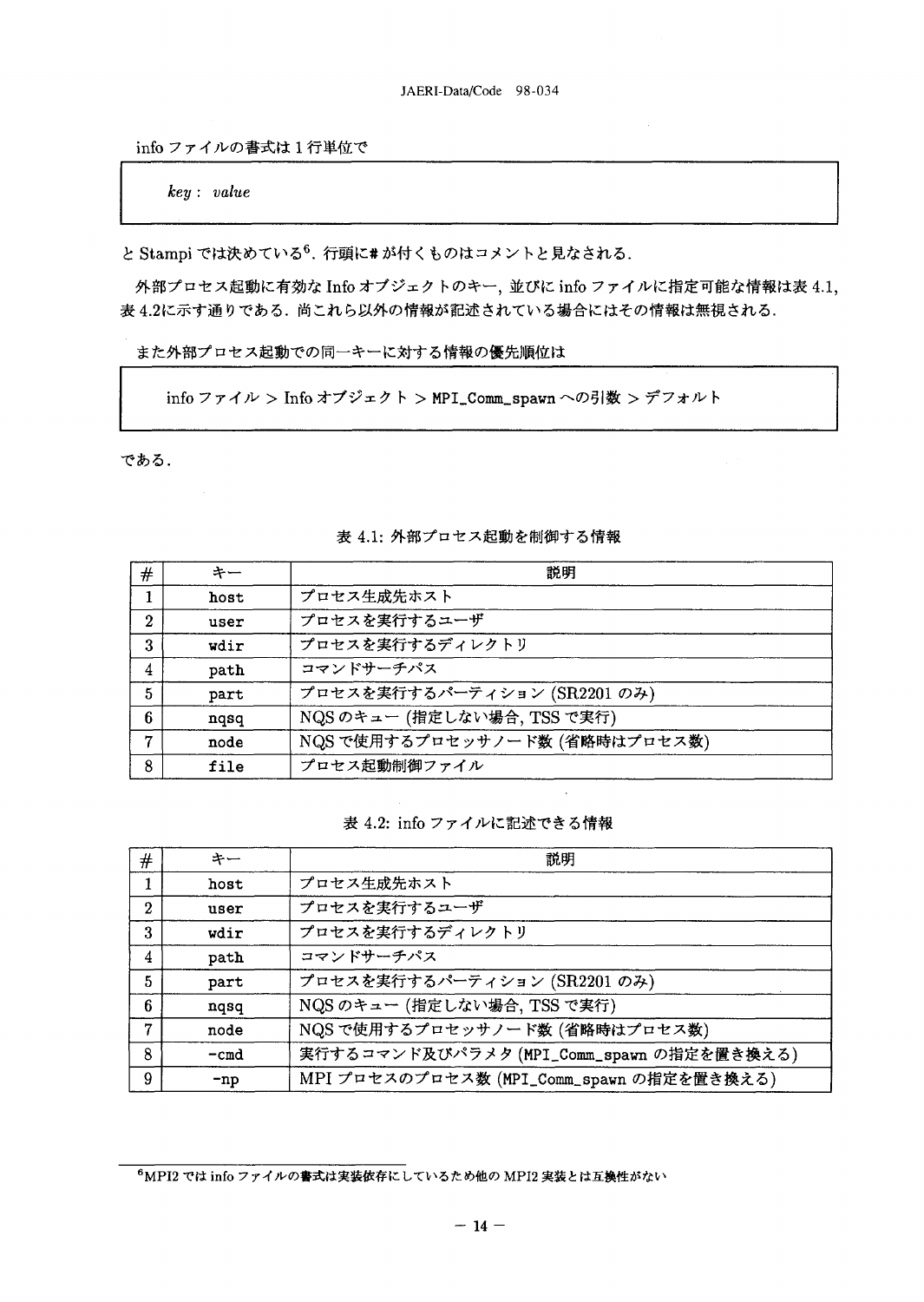info ファイルの書式は 1 行単位で

```
key : value
```

と Stampi では決めている[6]. 行頭に# が付くものはコメントと見なされる.

外部プロセス起動に有効な Info オブジェクトのキー, 並びに info ファイルに指定可能な情報は表 4.1, 表 4.2に示す通りである. 尚これら以外の情報が記述されている場合にはその情報は無視される.

また外部プロセス起動での同一キーに対する情報の優先順位は

```
info ファイル > Info オブジェクト > MPI_Comm_spawn への引数 > デフォルト
```

である.

表 4.1: 外部プロセス起動を制御する情報

| # | キー | 説明 |
|---|---|---|
| 1 | host | プロセス生成先ホスト |
| 2 | user | プロセスを実行するユーザ |
| 3 | wdir | プロセスを実行するディレクトリ |
| 4 | path | コマンドサーチパス |
| 5 | part | プロセスを実行するパーティション (SR2201 のみ) |
| 6 | nqsq | NQS のキュー (指定しない場合, TSS で実行) |
| 7 | node | NQS で使用するプロセッサノード数 (省略時はプロセス数) |
| 8 | file | プロセス起動制御ファイル |

表 4.2: info ファイルに記述できる情報

| # | キー | 説明 |
|---|---|---|
| 1 | host | プロセス生成先ホスト |
| 2 | user | プロセスを実行するユーザ |
| 3 | wdir | プロセスを実行するディレクトリ |
| 4 | path | コマンドサーチパス |
| 5 | part | プロセスを実行するパーティション (SR2201 のみ) |
| 6 | nqsq | NQS のキュー (指定しない場合, TSS で実行) |
| 7 | node | NQS で使用するプロセッサノード数 (省略時はプロセス数) |
| 8 | -cmd | 実行するコマンド及びパラメタ (MPI_Comm_spawn の指定を置き換える) |
| 9 | -np | MPI プロセスのプロセス数 (MPI_Comm_spawn の指定を置き換える) |

[6] MPI2 では info ファイルの書式は実装依存にしているため他の MPI2 実装とは互換性がない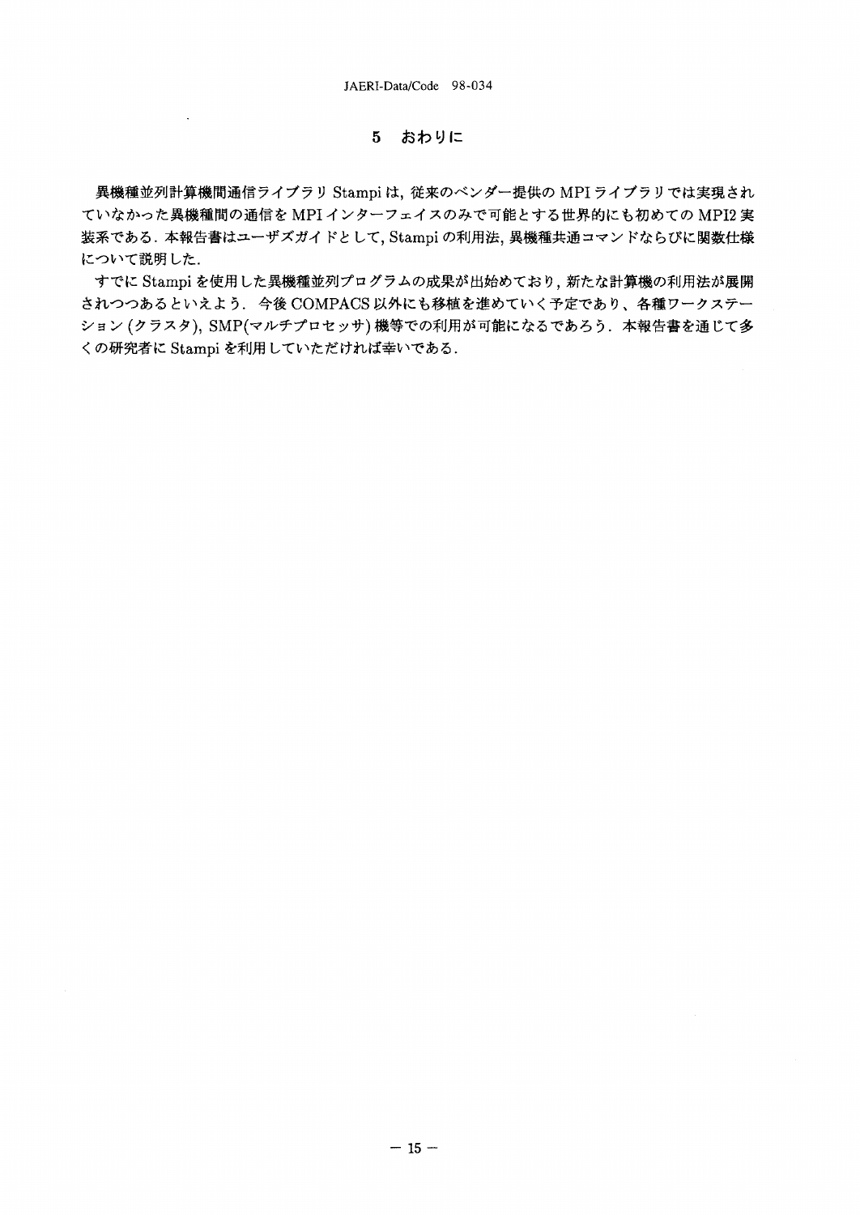# 5　おわりに

異機種並列計算機間通信ライブラリ Stampi は, 従来のベンダー提供の MPI ライブラリでは実現されていなかった異機種間の通信を MPI インターフェイスのみで可能とする世界的にも初めての MPI2 実装系である. 本報告書はユーザズガイドとして, Stampi の利用法, 異機種共通コマンドならびに関数仕様について説明した.

すでに Stampi を使用した異機種並列プログラムの成果が出始めており, 新たな計算機の利用法が展開されつつあるといえよう. 今後 COMPACS 以外にも移植を進めていく予定であり、各種ワークステーション (クラスタ), SMP(マルチプロセッサ) 機等での利用が可能になるであろう. 本報告書を通じて多くの研究者に Stampi を利用していただければ幸いである.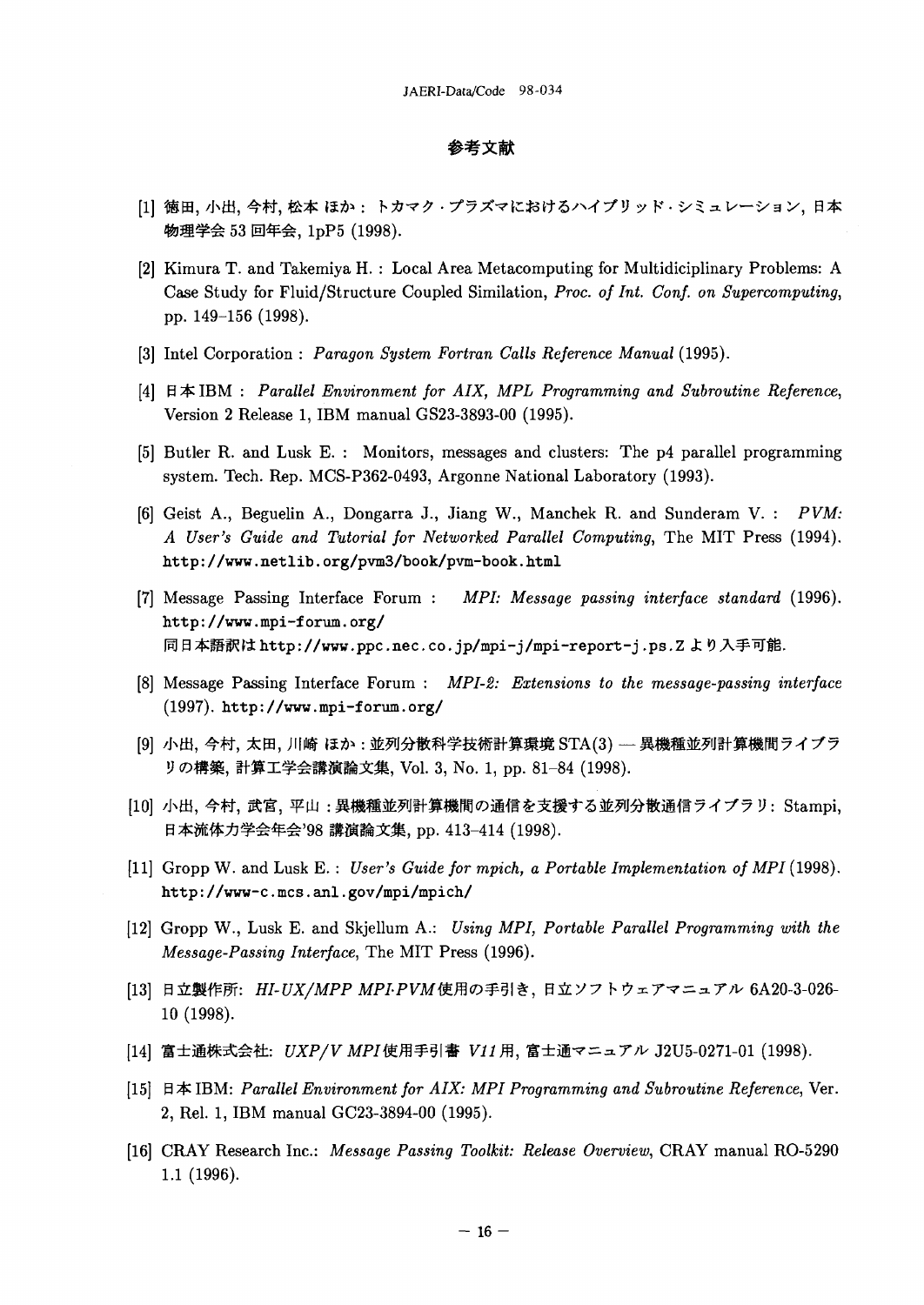# 参考文献

[1] 徳田, 小出, 今村, 松本 ほか : トカマク・プラズマにおけるハイブリッド・シミュレーション, 日本物理学会 53 回年会, 1pP5 (1998).

[2] Kimura T. and Takemiya H. : Local Area Metacomputing for Multidiciplinary Problems: A Case Study for Fluid/Structure Coupled Similation, *Proc. of Int. Conf. on Supercomputing*, pp. 149–156 (1998).

[3] Intel Corporation : *Paragon System Fortran Calls Reference Manual* (1995).

[4] 日本 IBM : *Parallel Environment for AIX, MPL Programming and Subroutine Reference*, Version 2 Release 1, IBM manual GS23-3893-00 (1995).

[5] Butler R. and Lusk E. : Monitors, messages and clusters: The p4 parallel programming system. Tech. Rep. MCS-P362-0493, Argonne National Laboratory (1993).

[6] Geist A., Beguelin A., Dongarra J., Jiang W., Manchek R. and Sunderam V. : *PVM: A User's Guide and Tutorial for Networked Parallel Computing*, The MIT Press (1994). `http://www.netlib.org/pvm3/book/pvm-book.html`

[7] Message Passing Interface Forum : *MPI: Message passing interface standard* (1996). `http://www.mpi-forum.org/`
同日本語訳は `http://www.ppc.nec.co.jp/mpi-j/mpi-report-j.ps.Z` より入手可能.

[8] Message Passing Interface Forum : *MPI-2: Extensions to the message-passing interface* (1997). `http://www.mpi-forum.org/`

[9] 小出, 今村, 太田, 川崎 ほか : 並列分散科学技術計算環境 STA(3) — 異機種並列計算機間ライブラリの構築, 計算工学会講演論文集, Vol. 3, No. 1, pp. 81–84 (1998).

[10] 小出, 今村, 武宮, 平山 : 異機種並列計算機間の通信を支援する並列分散通信ライブラリ: Stampi, 日本流体力学会年会'98 講演論文集, pp. 413–414 (1998).

[11] Gropp W. and Lusk E. : *User's Guide for mpich, a Portable Implementation of MPI* (1998). `http://www-c.mcs.anl.gov/mpi/mpich/`

[12] Gropp W., Lusk E. and Skjellum A.: *Using MPI, Portable Parallel Programming with the Message-Passing Interface*, The MIT Press (1996).

[13] 日立製作所: *HI-UX/MPP MPI·PVM* 使用の手引き, 日立ソフトウェアマニュアル 6A20-3-026-10 (1998).

[14] 富士通株式会社: *UXP/V MPI* 使用手引書 *V11* 用, 富士通マニュアル J2U5-0271-01 (1998).

[15] 日本 IBM: *Parallel Environment for AIX: MPI Programming and Subroutine Reference*, Ver. 2, Rel. 1, IBM manual GC23-3894-00 (1995).

[16] CRAY Research Inc.: *Message Passing Toolkit: Release Overview*, CRAY manual RO-5290 1.1 (1996).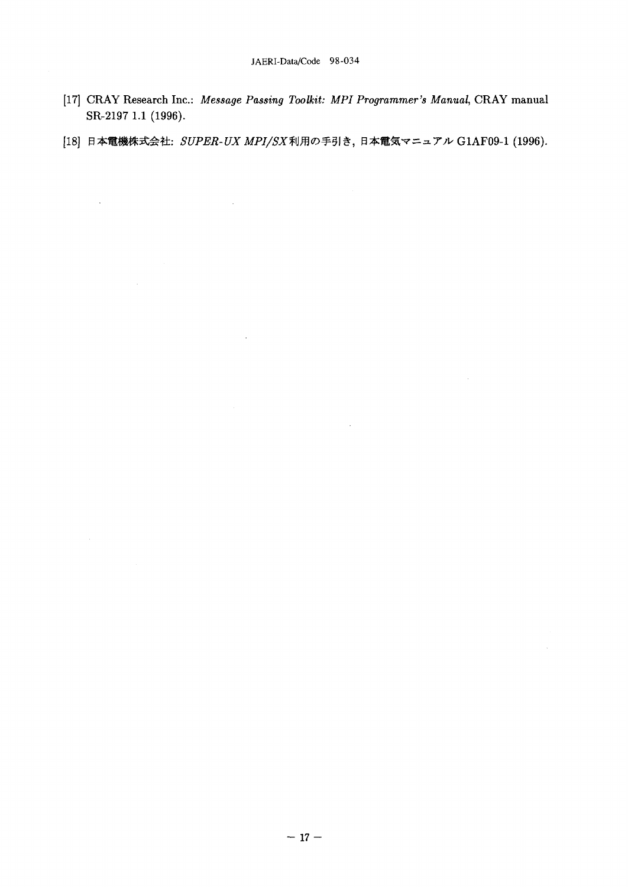[17] CRAY Research Inc.: *Message Passing Toolkit: MPI Programmer's Manual*, CRAY manual SR-2197 1.1 (1996).

[18] 日本電機株式会社: *SUPER-UX MPI/SX*利用の手引き, 日本電気マニュアル G1AF09-1 (1996).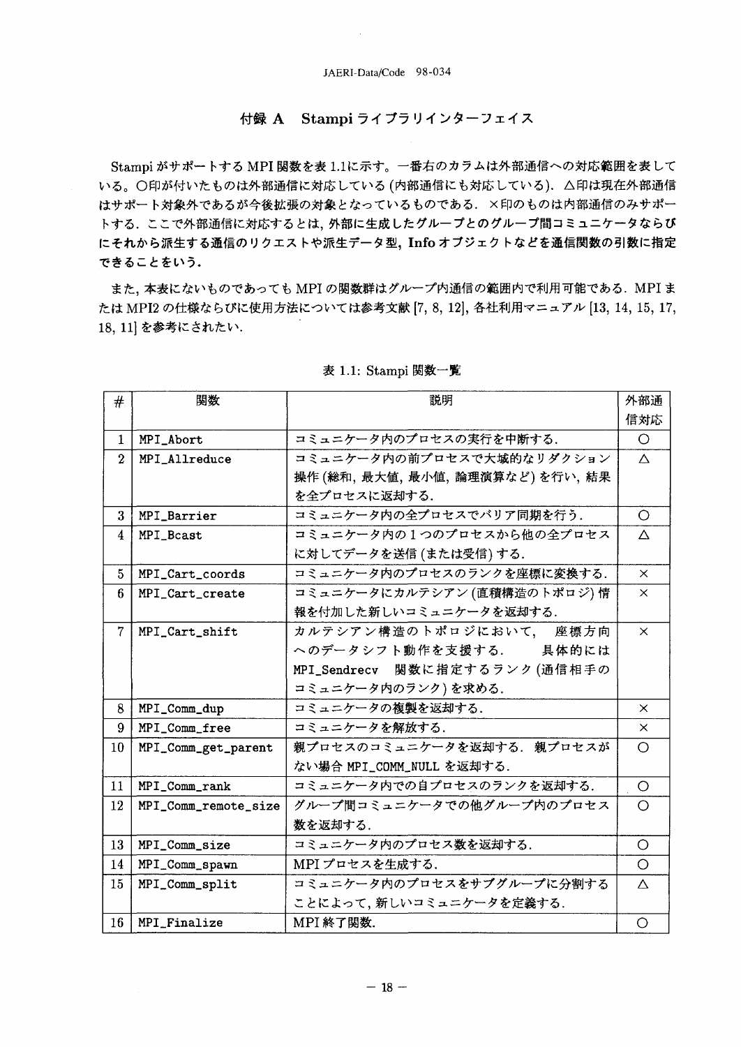# 付録 A　Stampi ライブラリインターフェイス

Stampi がサポートする MPI 関数を表 1.1に示す。一番右のカラムは外部通信への対応範囲を表している。○印が付いたものは外部通信に対応している (内部通信にも対応している). △印は現在外部通信はサポート対象外であるが今後拡張の対象となっているものである. ×印のものは内部通信のみサポートする. ここで外部通信に対応するとは, **外部に生成したグループとのグループ間コミュニケータならびにそれから派生する通信のリクエストや派生データ型, Info オブジェクトなどを通信関数の引数に指定できることをいう.**

また, 本表にないものであっても MPI の関数群はグループ内通信の範囲内で利用可能である. MPI または MPI2 の仕様ならびに使用方法については参考文献 [7, 8, 12], 各社利用マニュアル [13, 14, 15, 17, 18, 11] を参考にされたい.

表 1.1: Stampi 関数一覧

| # | 関数 | 説明 | 外部通信対応 |
|---|---|---|---|
| 1 | MPI_Abort | コミュニケータ内のプロセスの実行を中断する. | ○ |
| 2 | MPI_Allreduce | コミュニケータ内の前プロセスで大域的なリダクション操作 (総和, 最大値, 最小値, 論理演算など) を行い, 結果を全プロセスに返却する. | △ |
| 3 | MPI_Barrier | コミュニケータ内の全プロセスでバリア同期を行う. | ○ |
| 4 | MPI_Bcast | コミュニケータ内の 1 つのプロセスから他の全プロセスに対してデータを送信 (または受信) する. | △ |
| 5 | MPI_Cart_coords | コミュニケータ内のプロセスのランクを座標に変換する. | × |
| 6 | MPI_Cart_create | コミュニケータにカルテシアン (直積構造のトポロジ) 情報を付加した新しいコミュニケータを返却する. | × |
| 7 | MPI_Cart_shift | カルテシアン構造のトポロジにおいて, 座標方向へのデータシフト動作を支援する. 具体的には MPI_Sendrecv 関数に指定するランク (通信相手のコミュニケータ内のランク) を求める. | × |
| 8 | MPI_Comm_dup | コミュニケータの複製を返却する. | × |
| 9 | MPI_Comm_free | コミュニケータを解放する. | × |
| 10 | MPI_Comm_get_parent | 親プロセスのコミュニケータを返却する. 親プロセスがない場合 MPI_COMM_NULL を返却する. | ○ |
| 11 | MPI_Comm_rank | コミュニケータ内での自プロセスのランクを返却する. | ○ |
| 12 | MPI_Comm_remote_size | グループ間コミュニケータでの他グループ内のプロセス数を返却する. | ○ |
| 13 | MPI_Comm_size | コミュニケータ内のプロセス数を返却する. | ○ |
| 14 | MPI_Comm_spawn | MPI プロセスを生成する. | ○ |
| 15 | MPI_Comm_split | コミュニケータ内のプロセスをサブグループに分割することによって, 新しいコミュニケータを定義する. | △ |
| 16 | MPI_Finalize | MPI 終了関数. | ○ |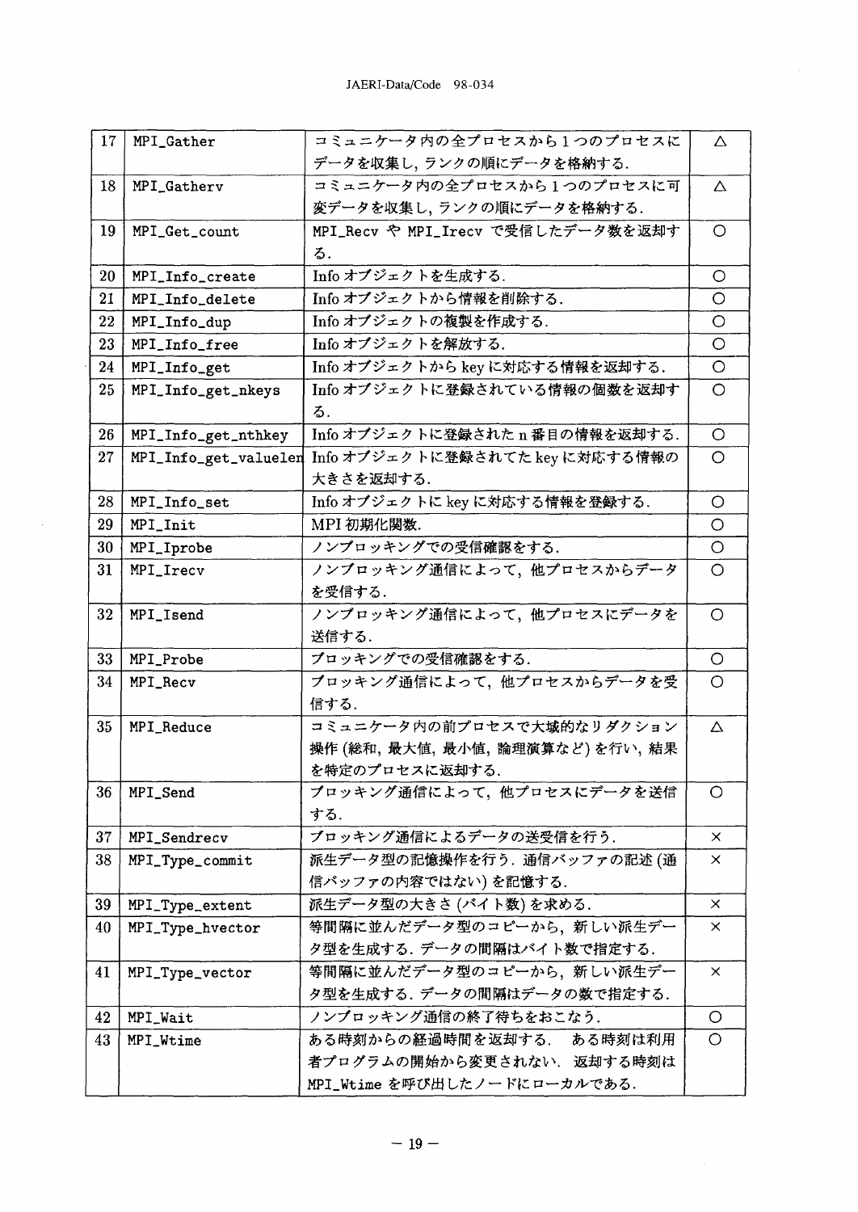| 17 | MPI_Gather | コミュニケータ内の全プロセスから1つのプロセスにデータを収集し，ランクの順にデータを格納する． | △ |
|---|---|---|---|
| 18 | MPI_Gatherv | コミュニケータ内の全プロセスから1つのプロセスに可変データを収集し，ランクの順にデータを格納する． | △ |
| 19 | MPI_Get_count | MPI_Recv や MPI_Irecv で受信したデータ数を返却する． | ○ |
| 20 | MPI_Info_create | Info オブジェクトを生成する． | ○ |
| 21 | MPI_Info_delete | Info オブジェクトから情報を削除する． | ○ |
| 22 | MPI_Info_dup | Info オブジェクトの複製を作成する． | ○ |
| 23 | MPI_Info_free | Info オブジェクトを解放する． | ○ |
| 24 | MPI_Info_get | Info オブジェクトから key に対応する情報を返却する． | ○ |
| 25 | MPI_Info_get_nkeys | Info オブジェクトに登録されている情報の個数を返却する． | ○ |
| 26 | MPI_Info_get_nthkey | Info オブジェクトに登録された n 番目の情報を返却する． | ○ |
| 27 | MPI_Info_get_valuelen | Info オブジェクトに登録されてた key に対応する情報の大きさを返却する． | ○ |
| 28 | MPI_Info_set | Info オブジェクトに key に対応する情報を登録する． | ○ |
| 29 | MPI_Init | MPI 初期化関数． | ○ |
| 30 | MPI_Iprobe | ノンブロッキングでの受信確認をする． | ○ |
| 31 | MPI_Irecv | ノンブロッキング通信によって，他プロセスからデータを受信する． | ○ |
| 32 | MPI_Isend | ノンブロッキング通信によって，他プロセスにデータを送信する． | ○ |
| 33 | MPI_Probe | ブロッキングでの受信確認をする． | ○ |
| 34 | MPI_Recv | ブロッキング通信によって，他プロセスからデータを受信する． | ○ |
| 35 | MPI_Reduce | コミュニケータ内の前プロセスで大域的なリダクション操作 (総和，最大値，最小値，論理演算など) を行い，結果を特定のプロセスに返却する． | △ |
| 36 | MPI_Send | ブロッキング通信によって，他プロセスにデータを送信する． | ○ |
| 37 | MPI_Sendrecv | ブロッキング通信によるデータの送受信を行う． | × |
| 38 | MPI_Type_commit | 派生データ型の記憶操作を行う．通信バッファの記述 (通信バッファの内容ではない) を記憶する． | × |
| 39 | MPI_Type_extent | 派生データ型の大きさ (バイト数) を求める． | × |
| 40 | MPI_Type_hvector | 等間隔に並んだデータ型のコピーから，新しい派生データ型を生成する．データの間隔はバイト数で指定する． | × |
| 41 | MPI_Type_vector | 等間隔に並んだデータ型のコピーから，新しい派生データ型を生成する．データの間隔はデータの数で指定する． | × |
| 42 | MPI_Wait | ノンブロッキング通信の終了待ちをおこなう． | ○ |
| 43 | MPI_Wtime | ある時刻からの経過時間を返却する． ある時刻は利用者プログラムの開始から変更されない．返却する時刻は MPI_Wtime を呼び出したノードにローカルである． | ○ |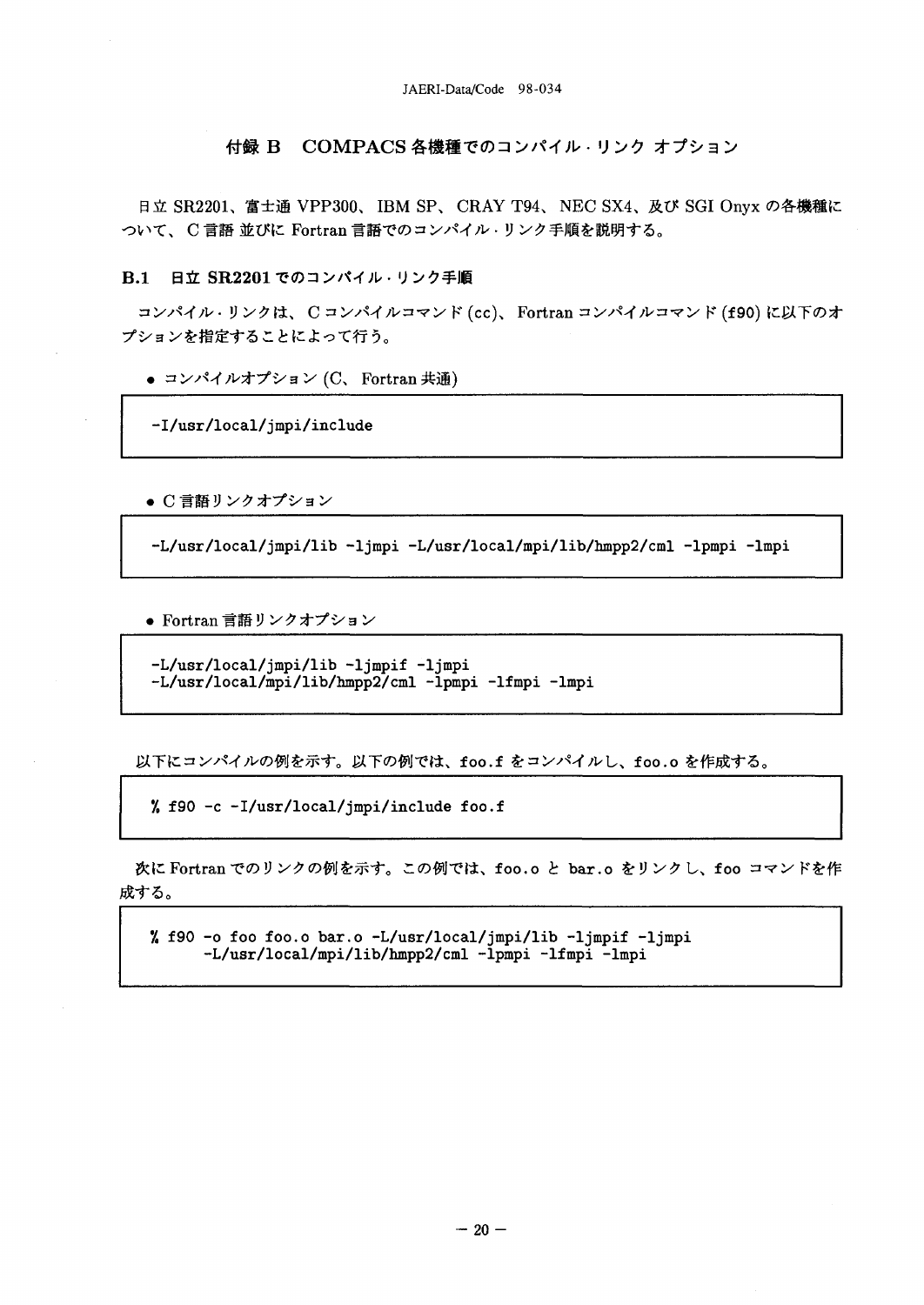# 付録 B　COMPACS 各機種でのコンパイル・リンク オプション

日立 SR2201、富士通 VPP300、IBM SP、CRAY T94、NEC SX4、及び SGI Onyx の各機種について、C 言語 並びに Fortran 言語でのコンパイル・リンク手順を説明する。

## B.1　日立 SR2201 でのコンパイル・リンク手順

コンパイル・リンクは、C コンパイルコマンド (cc)、Fortran コンパイルコマンド (f90) に以下のオプションを指定することによって行う。

- コンパイルオプション (C、Fortran 共通)

```
-I/usr/local/jmpi/include
```

- C 言語リンクオプション

```
-L/usr/local/jmpi/lib -ljmpi -L/usr/local/mpi/lib/hmpp2/cml -lpmpi -lmpi
```

- Fortran 言語リンクオプション

```
-L/usr/local/jmpi/lib -ljmpif -ljmpi
-L/usr/local/mpi/lib/hmpp2/cml -lpmpi -lfmpi -lmpi
```

以下にコンパイルの例を示す。以下の例では、foo.f をコンパイルし、foo.o を作成する。

```
% f90 -c -I/usr/local/jmpi/include foo.f
```

次に Fortran でのリンクの例を示す。この例では、foo.o と bar.o をリンクし、foo コマンドを作成する。

```
% f90 -o foo foo.o bar.o -L/usr/local/jmpi/lib -ljmpif -ljmpi
      -L/usr/local/mpi/lib/hmpp2/cml -lpmpi -lfmpi -lmpi
```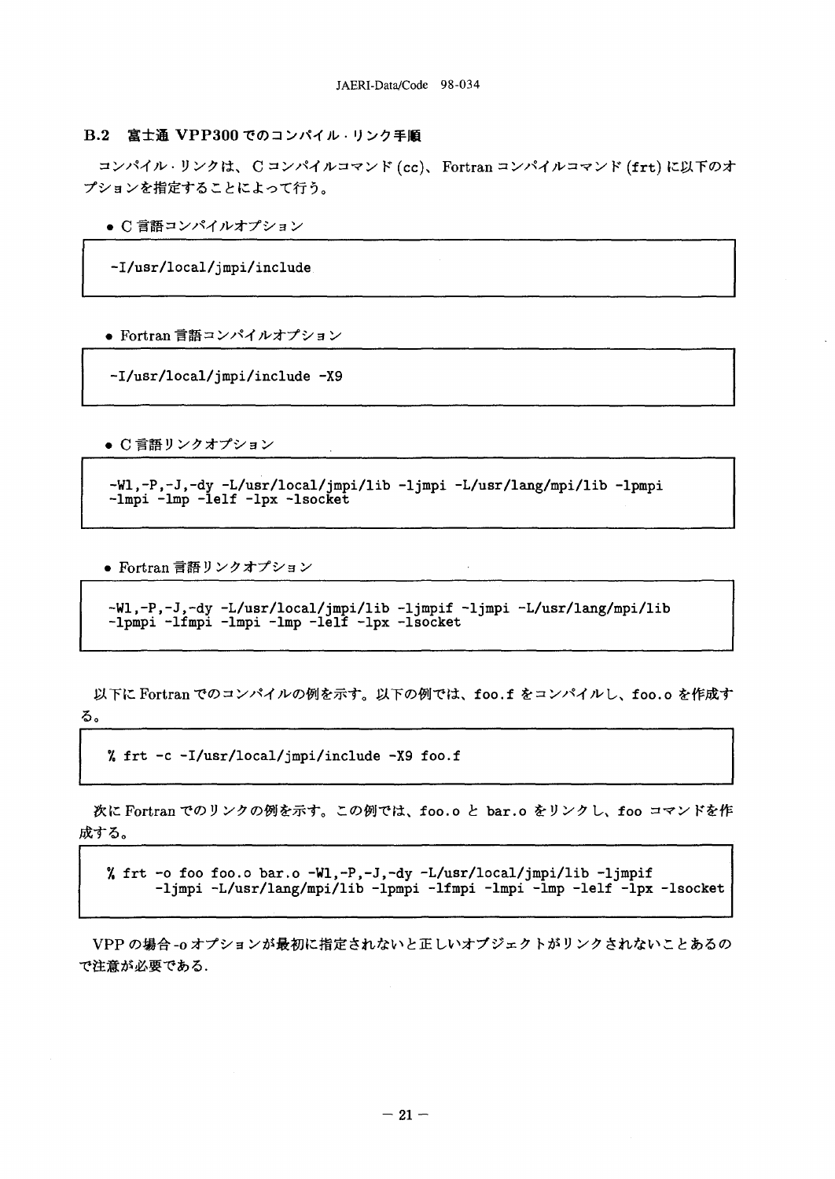## B.2 富士通 VPP300 でのコンパイル・リンク手順

コンパイル・リンクは、C コンパイルコマンド (cc)、Fortran コンパイルコマンド (frt) に以下のオプションを指定することによって行う。

- C 言語コンパイルオプション

```
-I/usr/local/jmpi/include
```

- Fortran 言語コンパイルオプション

```
-I/usr/local/jmpi/include -X9
```

- C 言語リンクオプション

```
-Wl,-P,-J,-dy -L/usr/local/jmpi/lib -ljmpi -L/usr/lang/mpi/lib -lpmpi
-lmpi -lmp -lelf -lpx -lsocket
```

- Fortran 言語リンクオプション

```
-Wl,-P,-J,-dy -L/usr/local/jmpi/lib -ljmpif -ljmpi -L/usr/lang/mpi/lib
-lpmpi -lfmpi -lmpi -lmp -lelf -lpx -lsocket
```

以下に Fortran でのコンパイルの例を示す。以下の例では、foo.f をコンパイルし、foo.o を作成する。

```
% frt -c -I/usr/local/jmpi/include -X9 foo.f
```

次に Fortran でのリンクの例を示す。この例では、foo.o と bar.o をリンクし、foo コマンドを作成する。

```
% frt -o foo foo.o bar.o -Wl,-P,-J,-dy -L/usr/local/jmpi/lib -ljmpif
      -ljmpi -L/usr/lang/mpi/lib -lpmpi -lfmpi -lmpi -lmp -lelf -lpx -lsocket
```

VPP の場合 -o オプションが最初に指定されないと正しいオブジェクトがリンクされないことあるので注意が必要である.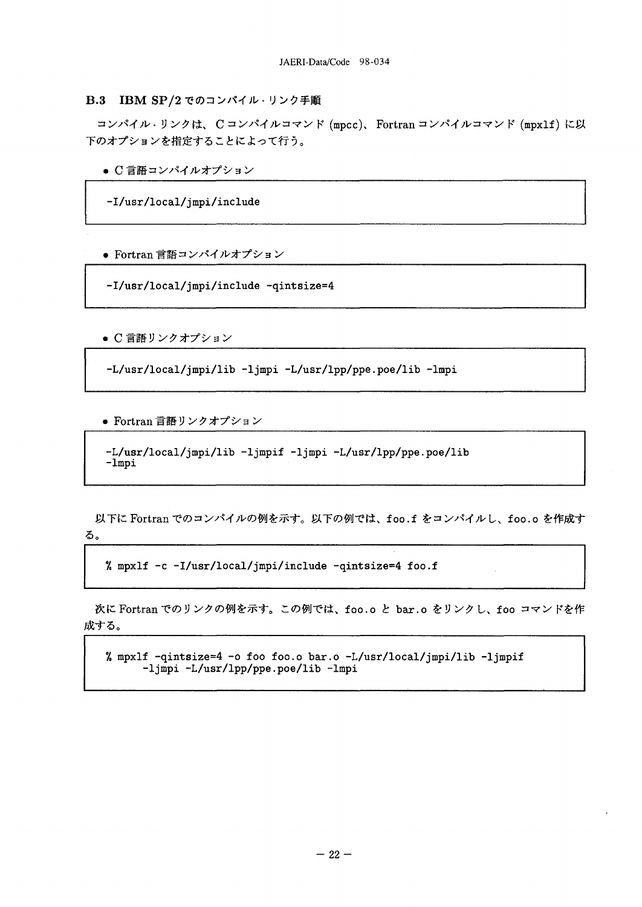### B.3 IBM SP/2でのコンパイル・リンク手順

コンパイル・リンクは、Cコンパイルコマンド (mpcc)、Fortranコンパイルコマンド (mpxlf) に以下のオプションを指定することによって行う。

- C言語コンパイルオプション

```
-I/usr/local/jmpi/include
```

- Fortran言語コンパイルオプション

```
-I/usr/local/jmpi/include -qintsize=4
```

- C言語リンクオプション

```
-L/usr/local/jmpi/lib -ljmpi -L/usr/lpp/ppe.poe/lib -lmpi
```

- Fortran言語リンクオプション

```
-L/usr/local/jmpi/lib -ljmpif -ljmpi -L/usr/lpp/ppe.poe/lib
-lmpi
```

以下にFortranでのコンパイルの例を示す。以下の例では、foo.f をコンパイルし、foo.o を作成する。

```
% mpxlf -c -I/usr/local/jmpi/include -qintsize=4 foo.f
```

次にFortranでのリンクの例を示す。この例では、foo.o と bar.o をリンクし、foo コマンドを作成する。

```
% mpxlf -qintsize=4 -o foo foo.o bar.o -L/usr/local/jmpi/lib -ljmpif
      -ljmpi -L/usr/lpp/ppe.poe/lib -lmpi
```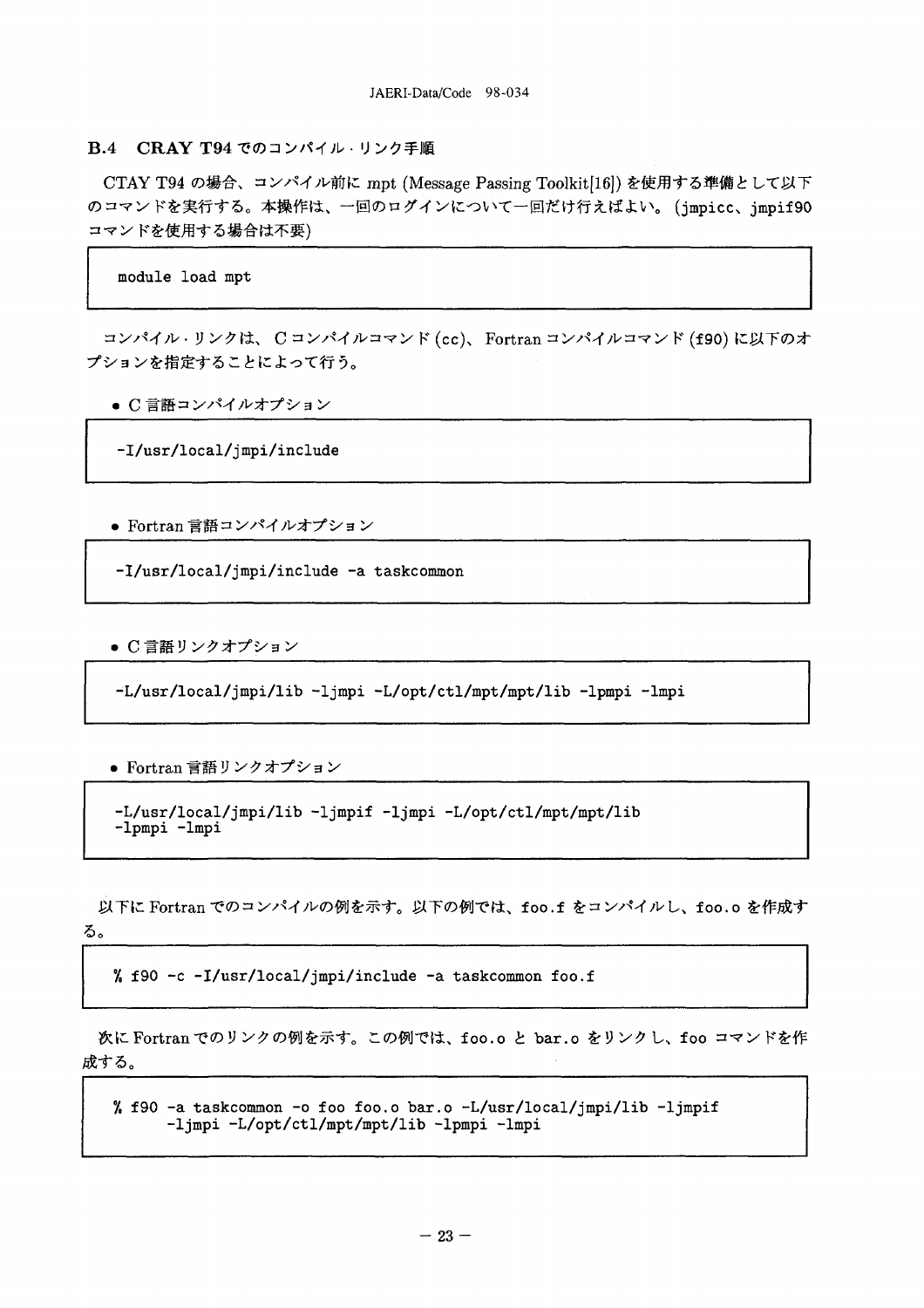## B.4 CRAY T94 でのコンパイル・リンク手順

CTAY T94 の場合、コンパイル前に mpt (Message Passing Toolkit[16]) を使用する準備として以下のコマンドを実行する。本操作は、一回のログインについて一回だけ行えばよい。(jmpicc、jmpif90 コマンドを使用する場合は不要)

```
module load mpt
```

コンパイル・リンクは、C コンパイルコマンド (cc)、Fortran コンパイルコマンド (f90) に以下のオプションを指定することによって行う。

- C 言語コンパイルオプション

```
-I/usr/local/jmpi/include
```

- Fortran 言語コンパイルオプション

```
-I/usr/local/jmpi/include -a taskcommon
```

- C 言語リンクオプション

```
-L/usr/local/jmpi/lib -ljmpi -L/opt/ctl/mpt/mpt/lib -lpmpi -lmpi
```

- Fortran 言語リンクオプション

```
-L/usr/local/jmpi/lib -ljmpif -ljmpi -L/opt/ctl/mpt/mpt/lib
-lpmpi -lmpi
```

以下に Fortran でのコンパイルの例を示す。以下の例では、foo.f をコンパイルし、foo.o を作成する。

```
% f90 -c -I/usr/local/jmpi/include -a taskcommon foo.f
```

次に Fortran でのリンクの例を示す。この例では、foo.o と bar.o をリンクし、foo コマンドを作成する。

```
% f90 -a taskcommon -o foo foo.o bar.o -L/usr/local/jmpi/lib -ljmpif
      -ljmpi -L/opt/ctl/mpt/mpt/lib -lpmpi -lmpi
```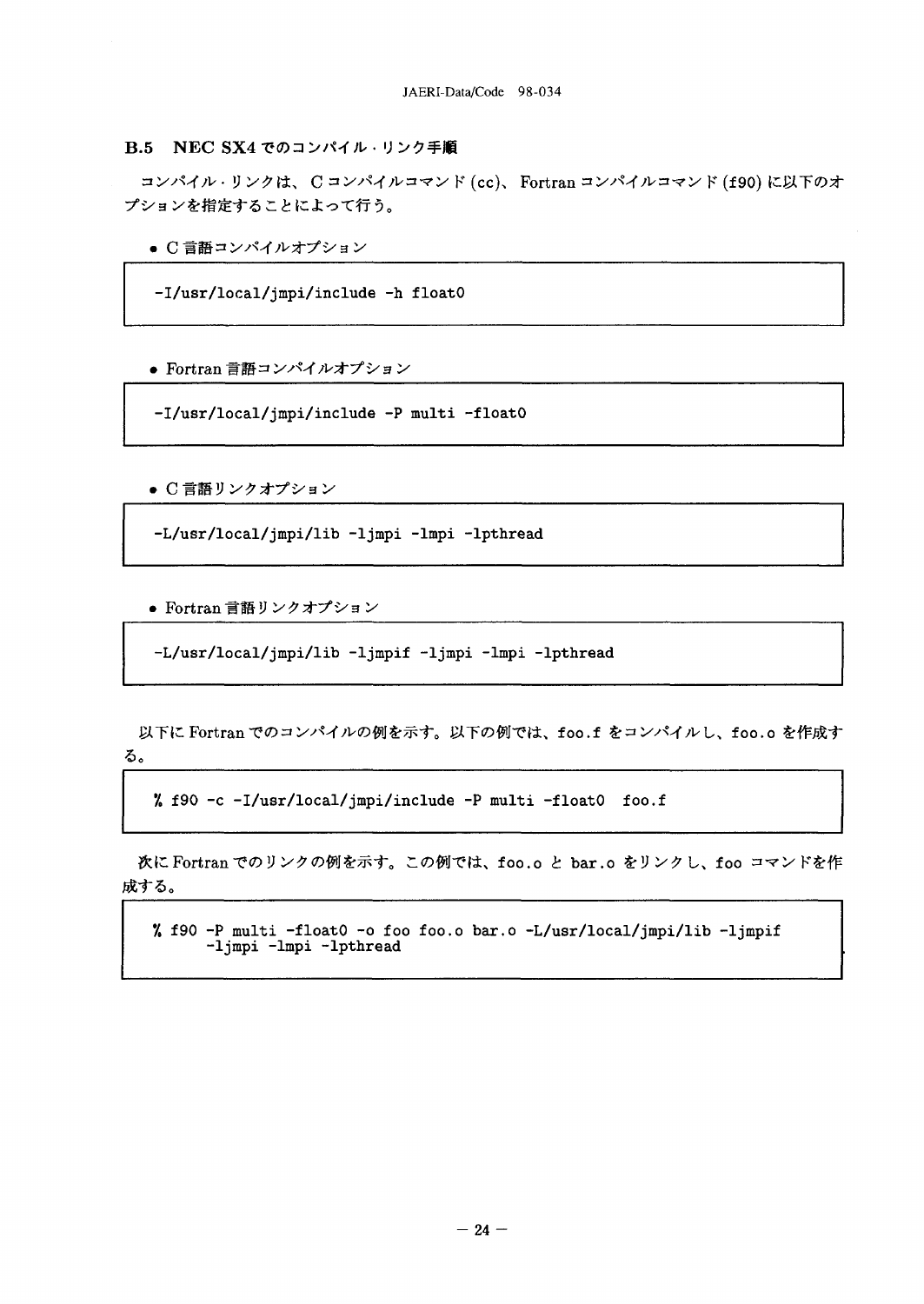### B.5 NEC SX4 でのコンパイル・リンク手順

コンパイル・リンクは、C コンパイルコマンド (cc)、Fortran コンパイルコマンド (f90) に以下のオプションを指定することによって行う。

- C 言語コンパイルオプション

```
-I/usr/local/jmpi/include -h float0
```

- Fortran 言語コンパイルオプション

```
-I/usr/local/jmpi/include -P multi -float0
```

- C 言語リンクオプション

```
-L/usr/local/jmpi/lib -ljmpi -lmpi -lpthread
```

- Fortran 言語リンクオプション

```
-L/usr/local/jmpi/lib -ljmpif -ljmpi -lmpi -lpthread
```

以下に Fortran でのコンパイルの例を示す。以下の例では、foo.f をコンパイルし、foo.o を作成する。

```
% f90 -c -I/usr/local/jmpi/include -P multi -float0  foo.f
```

次に Fortran でのリンクの例を示す。この例では、foo.o と bar.o をリンクし、foo コマンドを作成する。

```
% f90 -P multi -float0 -o foo foo.o bar.o -L/usr/local/jmpi/lib -ljmpif
      -ljmpi -lmpi -lpthread
```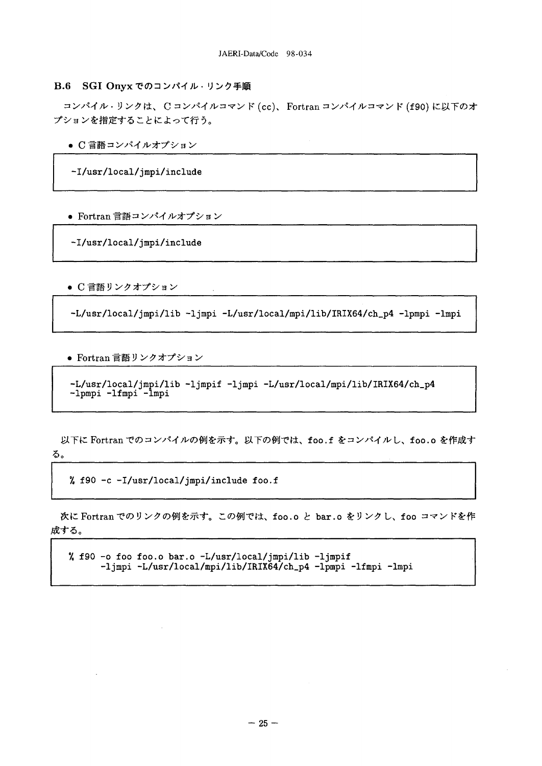### B.6 SGI Onyx でのコンパイル・リンク手順

コンパイル・リンクは、C コンパイルコマンド (cc)、Fortran コンパイルコマンド (f90) に以下のオプションを指定することによって行う。

- C 言語コンパイルオプション

```
-I/usr/local/jmpi/include
```

- Fortran 言語コンパイルオプション

```
-I/usr/local/jmpi/include
```

- C 言語リンクオプション

```
-L/usr/local/jmpi/lib -ljmpi -L/usr/local/mpi/lib/IRIX64/ch_p4 -lpmpi -lmpi
```

- Fortran 言語リンクオプション

```
-L/usr/local/jmpi/lib -ljmpif -ljmpi -L/usr/local/mpi/lib/IRIX64/ch_p4
-lpmpi -lfmpi -lmpi
```

以下に Fortran でのコンパイルの例を示す。以下の例では、foo.f をコンパイルし、foo.o を作成する。

```
% f90 -c -I/usr/local/jmpi/include foo.f
```

次に Fortran でのリンクの例を示す。この例では、foo.o と bar.o をリンクし、foo コマンドを作成する。

```
% f90 -o foo foo.o bar.o -L/usr/local/jmpi/lib -ljmpif
      -ljmpi -L/usr/local/mpi/lib/IRIX64/ch_p4 -lpmpi -lfmpi -lmpi
```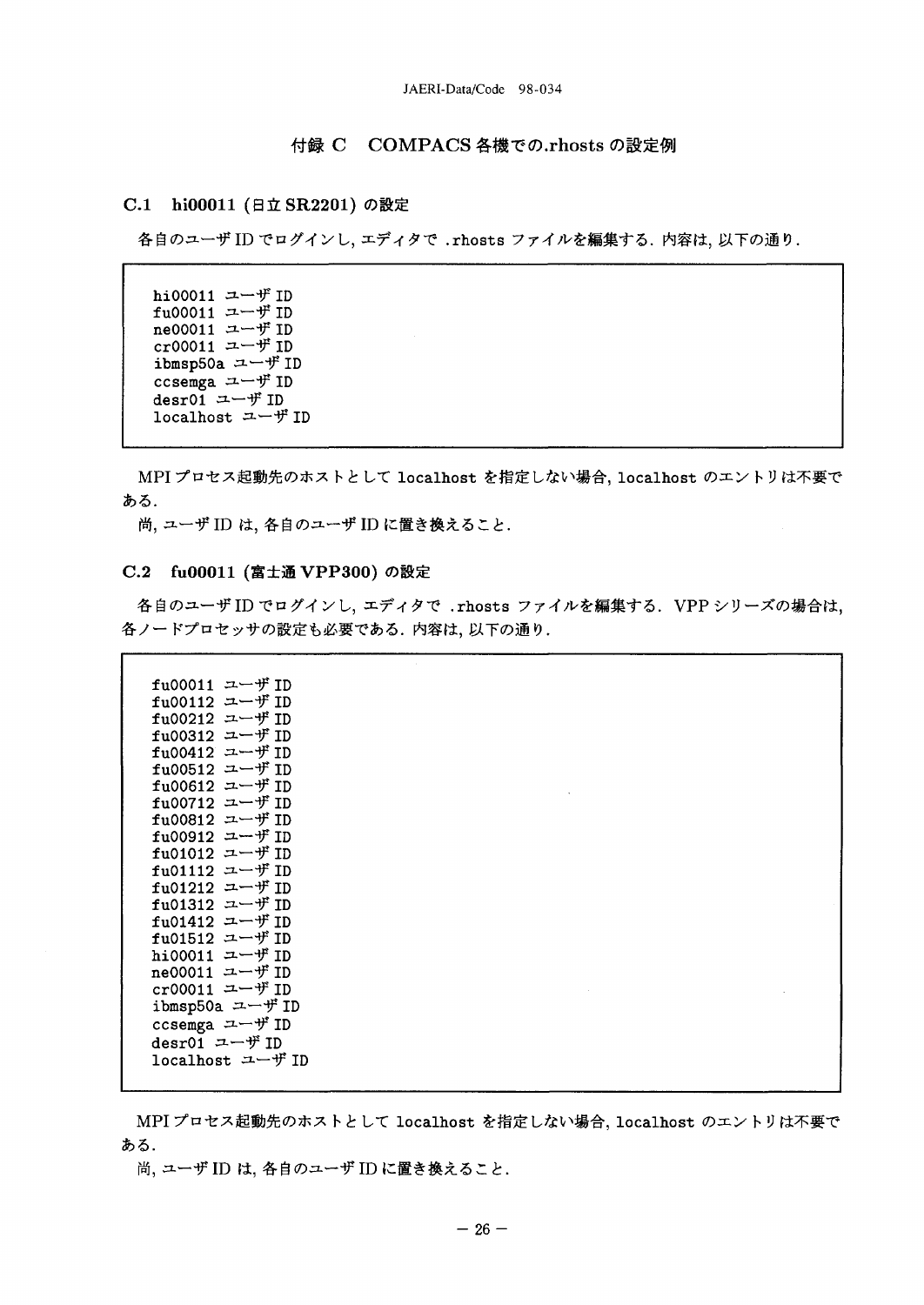# 付録 C　COMPACS 各機での.rhosts の設定例

## C.1　hi00011 (日立 SR2201) の設定

各自のユーザ ID でログインし，エディタで .rhosts ファイルを編集する．内容は，以下の通り．

```
hi00011 ユーザ ID
fu00011 ユーザ ID
ne00011 ユーザ ID
cr00011 ユーザ ID
ibmsp50a ユーザ ID
ccsemga ユーザ ID
desr01 ユーザ ID
localhost ユーザ ID
```

MPI プロセス起動先のホストとして localhost を指定しない場合，localhost のエントリは不要である．

尚，ユーザ ID は，各自のユーザ ID に置き換えること．

## C.2　fu00011 (富士通 VPP300) の設定

各自のユーザ ID でログインし，エディタで .rhosts ファイルを編集する．VPP シリーズの場合は，各ノードプロセッサの設定も必要である．内容は，以下の通り．

```
fu00011 ユーザ ID
fu00112 ユーザ ID
fu00212 ユーザ ID
fu00312 ユーザ ID
fu00412 ユーザ ID
fu00512 ユーザ ID
fu00612 ユーザ ID
fu00712 ユーザ ID
fu00812 ユーザ ID
fu00912 ユーザ ID
fu01012 ユーザ ID
fu01112 ユーザ ID
fu01212 ユーザ ID
fu01312 ユーザ ID
fu01412 ユーザ ID
fu01512 ユーザ ID
hi00011 ユーザ ID
ne00011 ユーザ ID
cr00011 ユーザ ID
ibmsp50a ユーザ ID
ccsemga ユーザ ID
desr01 ユーザ ID
localhost ユーザ ID
```

MPI プロセス起動先のホストとして localhost を指定しない場合，localhost のエントリは不要である．

尚，ユーザ ID は，各自のユーザ ID に置き換えること．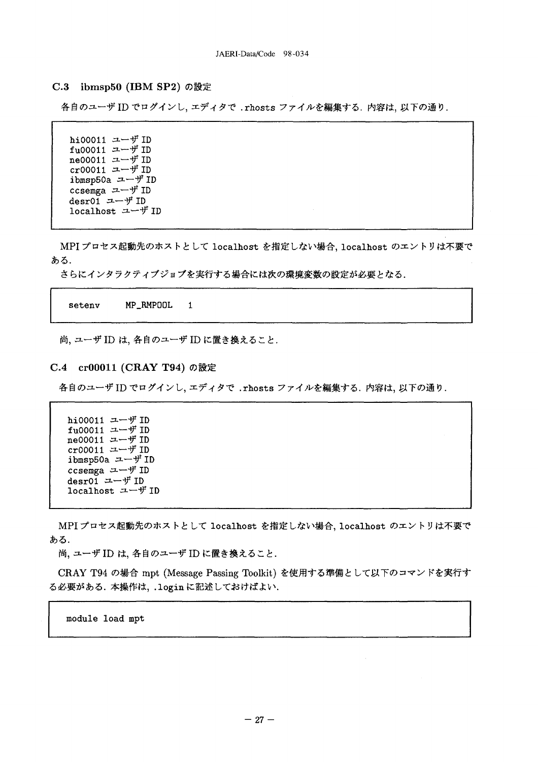### C.3 ibmsp50 (IBM SP2) の設定

各自のユーザ ID でログインし，エディタで .rhosts ファイルを編集する．内容は，以下の通り．

```
hi00011 ユーザ ID
fu00011 ユーザ ID
ne00011 ユーザ ID
cr00011 ユーザ ID
ibmsp50a ユーザ ID
ccsemga ユーザ ID
desr01 ユーザ ID
localhost ユーザ ID
```

MPI プロセス起動先のホストとして localhost を指定しない場合，localhost のエントリは不要である．

さらにインタラクティブジョブを実行する場合には次の環境変数の設定が必要となる．

```
setenv     MP_RMPOOL   1
```

尚，ユーザ ID は，各自のユーザ ID に置き換えること．

### C.4 cr00011 (CRAY T94) の設定

各自のユーザ ID でログインし，エディタで .rhosts ファイルを編集する．内容は，以下の通り．

```
hi00011 ユーザ ID
fu00011 ユーザ ID
ne00011 ユーザ ID
cr00011 ユーザ ID
ibmsp50a ユーザ ID
ccsemga ユーザ ID
desr01 ユーザ ID
localhost ユーザ ID
```

MPI プロセス起動先のホストとして localhost を指定しない場合，localhost のエントリは不要である．

尚，ユーザ ID は，各自のユーザ ID に置き換えること．

CRAY T94 の場合 mpt (Message Passing Toolkit) を使用する準備として以下のコマンドを実行する必要がある．本操作は，.login に記述しておけばよい．

```
module load mpt
```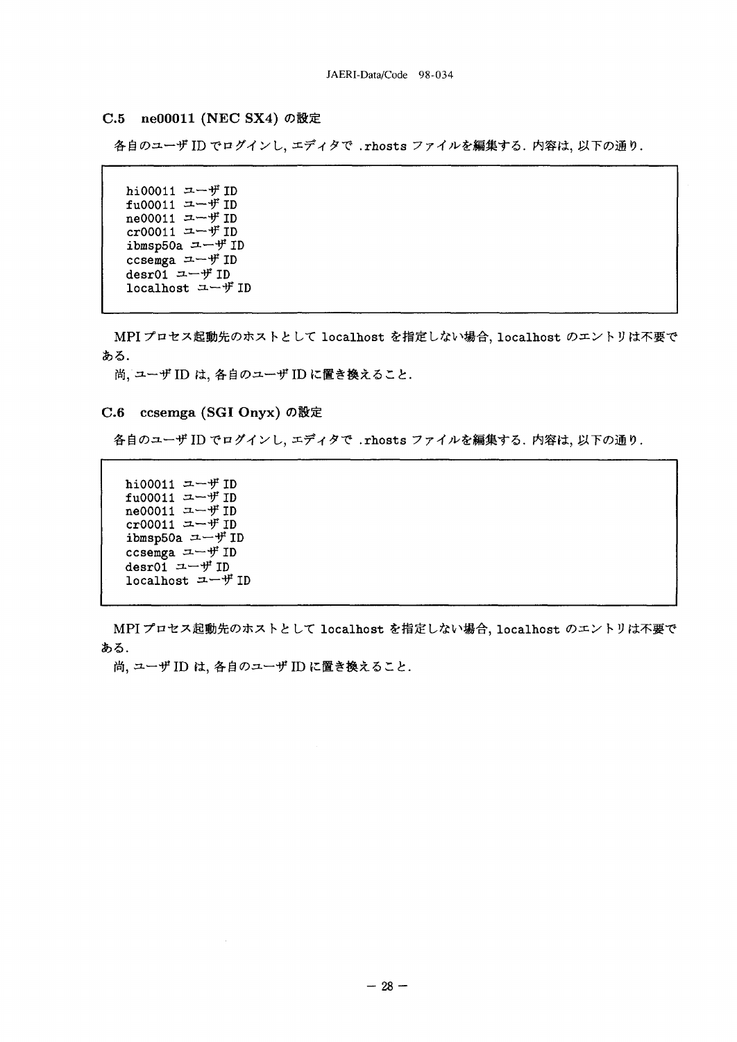### C.5 ne00011 (NEC SX4) の設定

各自のユーザ ID でログインし, エディタで .rhosts ファイルを編集する. 内容は, 以下の通り.

```
hi00011 ユーザ ID
fu00011 ユーザ ID
ne00011 ユーザ ID
cr00011 ユーザ ID
ibmsp50a ユーザ ID
ccsemga ユーザ ID
desr01 ユーザ ID
localhost ユーザ ID
```

MPI プロセス起動先のホストとして localhost を指定しない場合, localhost のエントリは不要である.

尚, ユーザ ID は, 各自のユーザ ID に置き換えること.

### C.6 ccsemga (SGI Onyx) の設定

各自のユーザ ID でログインし, エディタで .rhosts ファイルを編集する. 内容は, 以下の通り.

```
hi00011 ユーザ ID
fu00011 ユーザ ID
ne00011 ユーザ ID
cr00011 ユーザ ID
ibmsp50a ユーザ ID
ccsemga ユーザ ID
desr01 ユーザ ID
localhost ユーザ ID
```

MPI プロセス起動先のホストとして localhost を指定しない場合, localhost のエントリは不要である.

尚, ユーザ ID は, 各自のユーザ ID に置き換えること.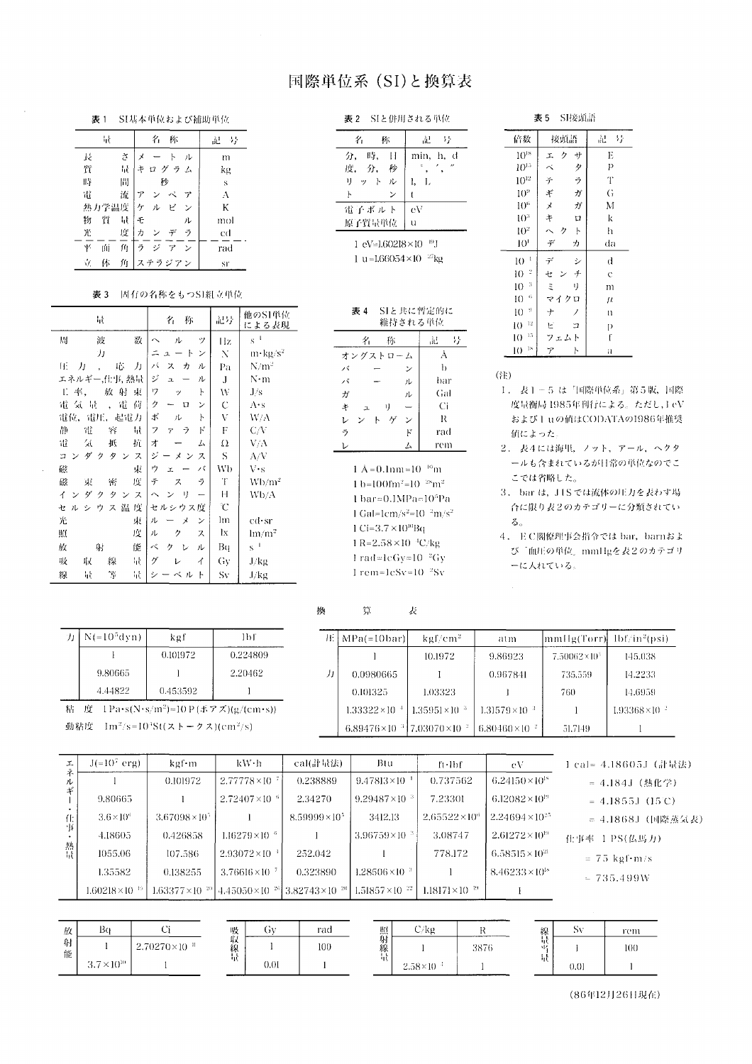# 国際単位系（SI）と換算表

**表1　SI基本単位および補助単位**

| 量 | 名　称 | 記　号 |
|---|---|---|
| 長さ | メートル | m |
| 質量 | キログラム | kg |
| 時間 | 秒 | s |
| 電流 | アンペア | A |
| 熱力学温度 | ケルビン | K |
| 物質量 | モル | mol |
| 光度 | カンデラ | cd |
| 平面角 | ラジアン | rad |
| 立体角 | ステラジアン | sr |

**表3　固有の名称をもつSI組立単位**

| 量 | 名　称 | 記号 | 他のSI単位による表現 |
|---|---|---|---|
| 周波数 | ヘルツ | Hz | $s^{-1}$ |
| 力 | ニュートン | N | $m \cdot kg/s^2$ |
| 圧力，応力 | パスカル | Pa | $N/m^2$ |
| エネルギー,仕事,熱量 | ジュール | J | $N \cdot m$ |
| 工率，放射束 | ワット | W | J/s |
| 電気量，電荷 | クーロン | C | $A \cdot s$ |
| 電位，電圧，起電力 | ボルト | V | W/A |
| 静電容量 | ファラド | F | C/V |
| 電気抵抗 | オーム | Ω | V/A |
| コンダクタンス | ジーメンス | S | A/V |
| 磁束 | ウェーバ | Wb | $V \cdot s$ |
| 磁束密度 | テスラ | T | $Wb/m^2$ |
| インダクタンス | ヘンリー | H | Wb/A |
| セルシウス温度 | セルシウス度 | ℃ | |
| 光束 | ルーメン | lm | $cd \cdot sr$ |
| 照度 | ルクス | lx | $lm/m^2$ |
| 放射能 | ベクレル | Bq | $s^{-1}$ |
| 吸収線量 | グレイ | Gy | J/kg |
| 線量等量 | シーベルト | Sv | J/kg |

**表2　SIと併用される単位**

| 名　称 | 記　号 |
|---|---|
| 分，時，日 | min, h, d |
| 度，分，秒 | °, ′, ″ |
| リットル | l, L |
| トン | t |
| 電子ボルト | eV |
| 原子質量単位 | u |

$1\ eV = 1.60218 \times 10^{-19} J$

$1\ u = 1.66054 \times 10^{-27} kg$

**表4　SIと共に暫定的に維持される単位**

| 名　称 | 記　号 |
|---|---|
| オングストローム | Å |
| バーン | b |
| バール | bar |
| ガル | Gal |
| キュリー | Ci |
| レントゲン | R |
| ラド | rad |
| レム | rem |

$1\ Å = 0.1 nm = 10^{-10} m$

$1\ b = 100 fm^2 = 10^{-28} m^2$

$1\ bar = 0.1 MPa = 10^5 Pa$

$1\ Gal = 1 cm/s^2 = 10^{-2} m/s^2$

$1\ Ci = 3.7 \times 10^{10} Bq$

$1\ R = 2.58 \times 10^{-4} C/kg$

$1\ rad = 1 cGy = 10^{-2} Gy$

$1\ rem = 1 cSv = 10^{-2} Sv$

**表5　SI接頭語**

| 倍数 | 接頭語 | 記　号 |
|---|---|---|
| $10^{18}$ | エクサ | E |
| $10^{15}$ | ペタ | P |
| $10^{12}$ | テラ | T |
| $10^{9}$ | ギガ | G |
| $10^{6}$ | メガ | M |
| $10^{3}$ | キロ | k |
| $10^{2}$ | ヘクト | h |
| $10^{1}$ | デカ | da |
| $10^{-1}$ | デシ | d |
| $10^{-2}$ | センチ | c |
| $10^{-3}$ | ミリ | m |
| $10^{-6}$ | マイクロ | μ |
| $10^{-9}$ | ナノ | n |
| $10^{-12}$ | ピコ | p |
| $10^{-15}$ | フェムト | f |
| $10^{-18}$ | アト | a |

（注）

1. 表1－5は「国際単位系」第5版，国際度量衡局1985年刊行による。ただし，1 eVおよび1 uの値はCODATAの1986年推奨値によった。
2. 表4には海里，ノット，アール，ヘクタールも含まれているが日常の単位なのでここでは省略した。
3. barは，JISでは流体の圧力を表わす場合に限り表2のカテゴリーに分類されている。
4. EC閣僚理事会指令ではbar，barnおよび「血圧の単位」mmHgを表2のカテゴリーに入れている。

## 換　算　表

| 力 | $N(=10^5 dyn)$ | kgf | lbf |
|---|---|---|---|
| | 1 | 0.101972 | 0.224809 |
| | 9.80665 | 1 | 2.20462 |
| | 4.44822 | 0.453592 | 1 |

粘　度　$1\ Pa \cdot s(N \cdot s/m^2) = 10\ P$(ポアズ)$(g/(cm \cdot s))$

動粘度　$1 m^2/s = 10^4 St$(ストークス)$(cm^2/s)$

| 圧力 | MPa(=10bar) | $kgf/cm^2$ | atm | mmHg(Torr) | $lbf/in^2$(psi) |
|---|---|---|---|---|---|
| | 1 | 10.1972 | 9.86923 | $7.50062 \times 10^3$ | 145.038 |
| | 0.0980665 | 1 | 0.967841 | 735.559 | 14.2233 |
| | 0.101325 | 1.03323 | 1 | 760 | 14.6959 |
| | $1.33322 \times 10^{-4}$ | $1.35951 \times 10^{-3}$ | $1.31579 \times 10^{-3}$ | 1 | $1.93368 \times 10^{-2}$ |
| | $6.89476 \times 10^{-3}$ | $7.03070 \times 10^{-2}$ | $6.80460 \times 10^{-2}$ | 51.7149 | 1 |

| エネルギー・仕事・熱量 | $J(=10^7 erg)$ | kgf·m | kW·h | cal(計量法) | Btu | ft·lbf | eV |
|---|---|---|---|---|---|---|---|
| | 1 | 0.101972 | $2.77778 \times 10^{-7}$ | 0.238889 | $9.47813 \times 10^{-4}$ | 0.737562 | $6.24150 \times 10^{18}$ |
| | 9.80665 | 1 | $2.72407 \times 10^{-6}$ | 2.34270 | $9.29487 \times 10^{-3}$ | 7.23301 | $6.12082 \times 10^{19}$ |
| | $3.6 \times 10^6$ | $3.67098 \times 10^5$ | 1 | $8.59999 \times 10^5$ | 3412.13 | $2.65522 \times 10^6$ | $2.24694 \times 10^{25}$ |
| | 4.18605 | 0.426858 | $1.16279 \times 10^{-6}$ | 1 | $3.96759 \times 10^{-3}$ | 3.08747 | $2.61272 \times 10^{19}$ |
| | 1055.06 | 107.586 | $2.93072 \times 10^{-4}$ | 252.042 | 1 | 778.172 | $6.58515 \times 10^{21}$ |
| | 1.35582 | 0.138255 | $3.76616 \times 10^{-7}$ | 0.323890 | $1.28506 \times 10^{-3}$ | 1 | $8.46233 \times 10^{18}$ |
| | $1.60218 \times 10^{-19}$ | $1.63377 \times 10^{-20}$ | $4.45050 \times 10^{-26}$ | $3.82743 \times 10^{-20}$ | $1.51857 \times 10^{-22}$ | $1.18171 \times 10^{-19}$ | 1 |

1 cal = 4.18605 J（計量法）
= 4.184 J（熱化学）
= 4.1855 J（15 ℃）
= 4.1868 J（国際蒸気表）

仕事率　1 PS（仏馬力）
= 75 kgf·m/s
= 735.499 W

| 放射能 | Bq | Ci |
|---|---|---|
| | 1 | $2.70270 \times 10^{-11}$ |
| | $3.7 \times 10^{10}$ | 1 |

| 吸収線量 | Gy | rad |
|---|---|---|
| | 1 | 100 |
| | 0.01 | 1 |

| 照射線量 | C/kg | R |
|---|---|---|
| | 1 | 3876 |
| | $2.58 \times 10^{-4}$ | 1 |

| 線量当量 | Sv | rem |
|---|---|---|
| | 1 | 100 |
| | 0.01 | 1 |

（86年12月26日現在）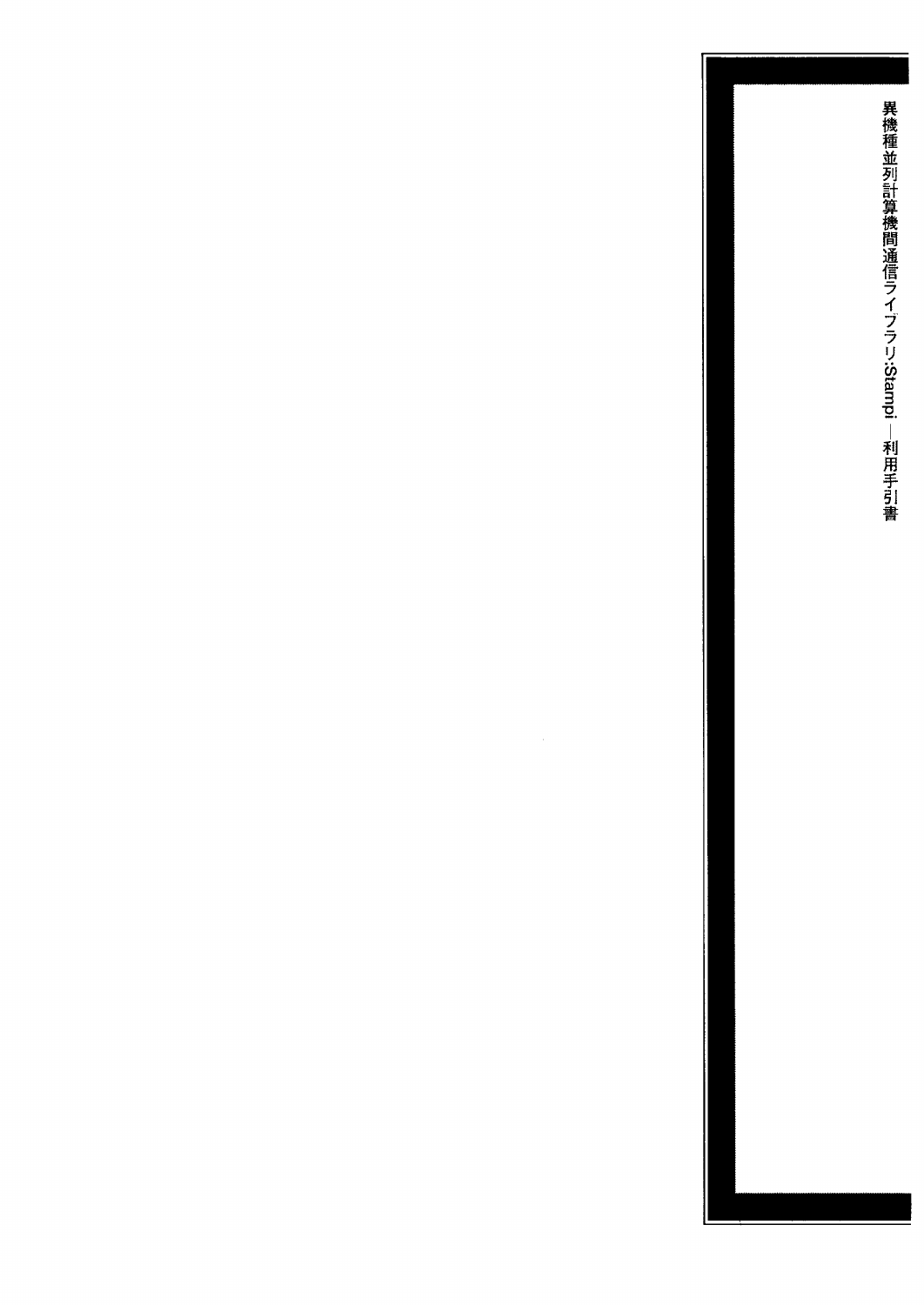異機種並列計算機間通信ライブラリ:Stampi — 利用手引書